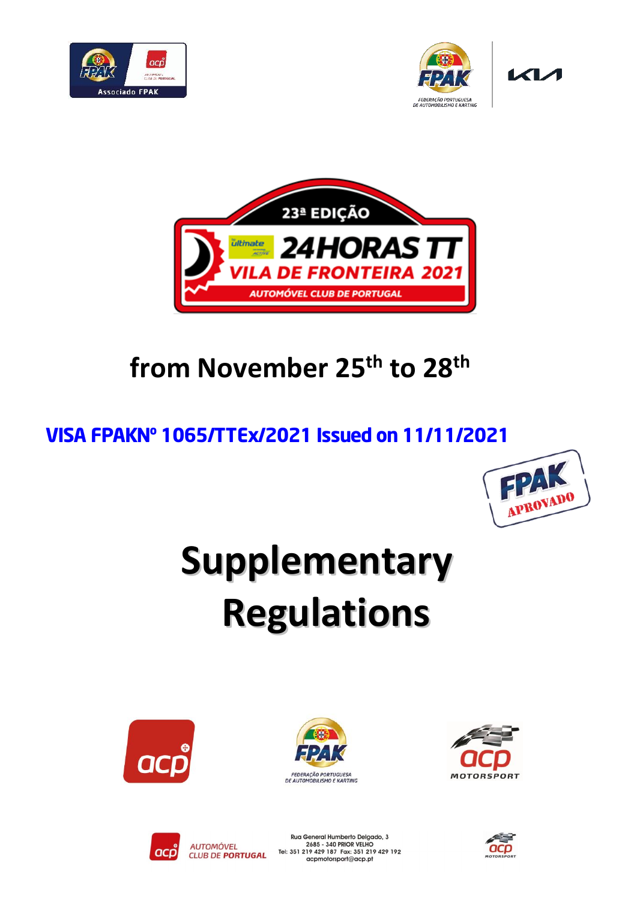23ª EDIÇÃO

24HORAS TT

VILA DE FRONTEIRA 2021

AUTOMÓVEL CLUB DE PORTUGAL

## from November 25th to 28th

**VISA FPAKNº 1065/TTEx/2021 Issued on 11/11/2021**

FPAK APROVADO

# Supplementary Regulations

AUTOMÓVEL CLUB DE PORTUGAL

Rua General Humberto Delgado, 3
2685 - 340 PRIOR VELHO
Tel: 351 219 429 187 Fax: 351 219 429 192
acpmotorsport@acp.pt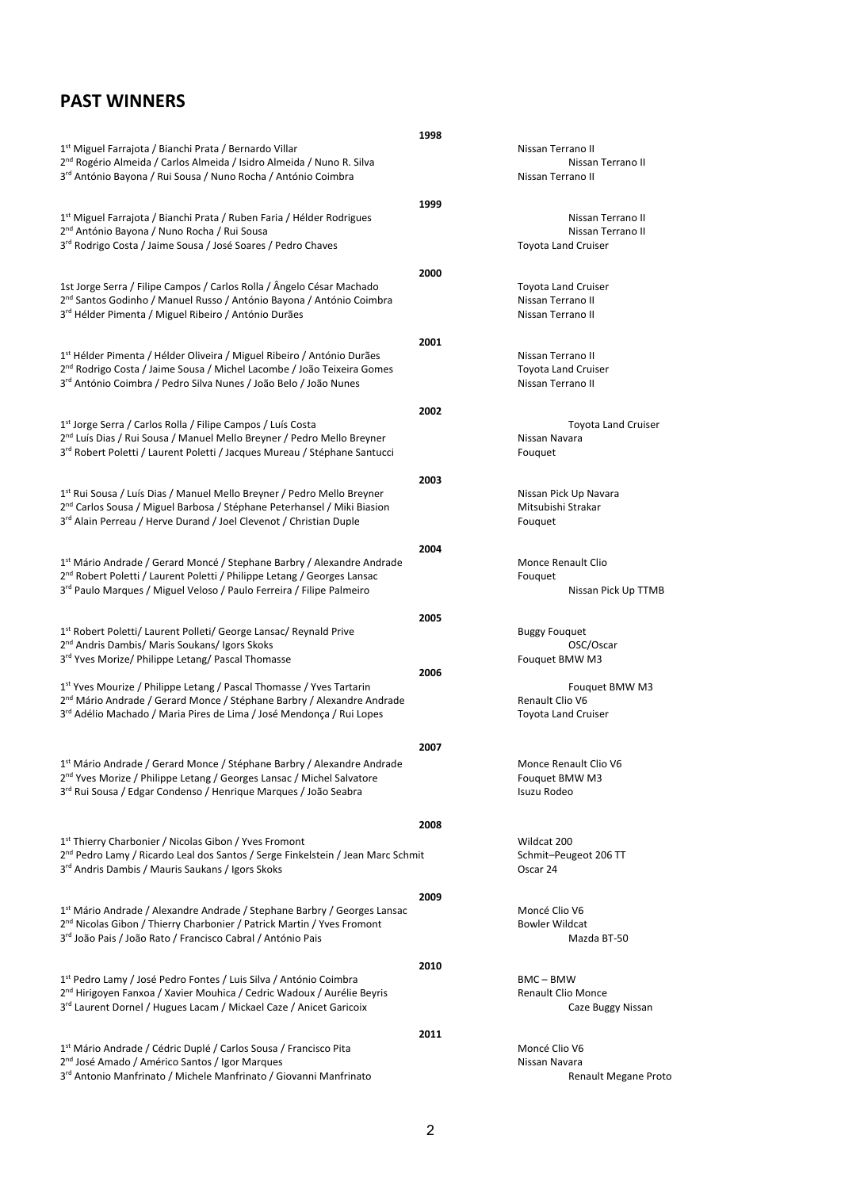## PAST WINNERS

**1998**

1st Miguel Farrajota / Bianchi Prata / Bernardo Villar — Nissan Terrano II
2nd Rogério Almeida / Carlos Almeida / Isidro Almeida / Nuno R. Silva — Nissan Terrano II
3rd António Bayona / Rui Sousa / Nuno Rocha / António Coimbra — Nissan Terrano II

**1999**

1st Miguel Farrajota / Bianchi Prata / Ruben Faria / Hélder Rodrigues — Nissan Terrano II
2nd António Bayona / Nuno Rocha / Rui Sousa — Nissan Terrano II
3rd Rodrigo Costa / Jaime Sousa / José Soares / Pedro Chaves — Toyota Land Cruiser

**2000**

1st Jorge Serra / Filipe Campos / Carlos Rolla / Ângelo César Machado — Toyota Land Cruiser
2nd Santos Godinho / Manuel Russo / António Bayona / António Coimbra — Nissan Terrano II
3rd Hélder Pimenta / Miguel Ribeiro / António Durães — Nissan Terrano II

**2001**

1st Hélder Pimenta / Hélder Oliveira / Miguel Ribeiro / António Durães — Nissan Terrano II
2nd Rodrigo Costa / Jaime Sousa / Michel Lacombe / João Teixeira Gomes — Toyota Land Cruiser
3rd António Coimbra / Pedro Silva Nunes / João Belo / João Nunes — Nissan Terrano II

**2002**

1st Jorge Serra / Carlos Rolla / Filipe Campos / Luís Costa — Toyota Land Cruiser
2nd Luís Dias / Rui Sousa / Manuel Mello Breyner / Pedro Mello Breyner — Nissan Navara
3rd Robert Poletti / Laurent Poletti / Jacques Mureau / Stéphane Santucci — Fouquet

**2003**

1st Rui Sousa / Luís Dias / Manuel Mello Breyner / Pedro Mello Breyner — Nissan Pick Up Navara
2nd Carlos Sousa / Miguel Barbosa / Stéphane Peterhansel / Miki Biasion — Mitsubishi Strakar
3rd Alain Perreau / Herve Durand / Joel Clevenot / Christian Duple — Fouquet

**2004**

1st Mário Andrade / Gerard Moncé / Stephane Barbry / Alexandre Andrade — Monce Renault Clio
2nd Robert Poletti / Laurent Poletti / Philippe Letang / Georges Lansac — Fouquet
3rd Paulo Marques / Miguel Veloso / Paulo Ferreira / Filipe Palmeiro — Nissan Pick Up TTMB

**2005**

1st Robert Poletti/ Laurent Polleti/ George Lansac/ Reynald Prive — Buggy Fouquet
2nd Andris Dambis/ Maris Soukans/ Igors Skoks — OSC/Oscar
3rd Yves Morize/ Philippe Letang/ Pascal Thomasse — Fouquet BMW M3

**2006**

1st Yves Mourize / Philippe Letang / Pascal Thomasse / Yves Tartarin — Fouquet BMW M3
2nd Mário Andrade / Gerard Monce / Stéphane Barbry / Alexandre Andrade — Renault Clio V6
3rd Adélio Machado / Maria Pires de Lima / José Mendonça / Rui Lopes — Toyota Land Cruiser

**2007**

1st Mário Andrade / Gerard Monce / Stéphane Barbry / Alexandre Andrade — Monce Renault Clio V6
2nd Yves Morize / Philippe Letang / Georges Lansac / Michel Salvatore — Fouquet BMW M3
3rd Rui Sousa / Edgar Condenso / Henrique Marques / João Seabra — Isuzu Rodeo

**2008**

1st Thierry Charbonier / Nicolas Gibon / Yves Fromont — Wildcat 200
2nd Pedro Lamy / Ricardo Leal dos Santos / Serge Finkelstein / Jean Marc Schmit — Schmit–Peugeot 206 TT
3rd Andris Dambis / Mauris Saukans / Igors Skoks — Oscar 24

**2009**

1st Mário Andrade / Alexandre Andrade / Stephane Barbry / Georges Lansac — Moncé Clio V6
2nd Nicolas Gibon / Thierry Charbonier / Patrick Martin / Yves Fromont — Bowler Wildcat
3rd João Pais / João Rato / Francisco Cabral / António Pais — Mazda BT-50

**2010**

1st Pedro Lamy / José Pedro Fontes / Luis Silva / António Coimbra — BMC – BMW
2nd Hirigoyen Fanxoa / Xavier Mouhica / Cedric Wadoux / Aurélie Beyris — Renault Clio Monce
3rd Laurent Dornel / Hugues Lacam / Mickael Caze / Anicet Garicoix — Caze Buggy Nissan

**2011**

1st Mário Andrade / Cédric Duplé / Carlos Sousa / Francisco Pita — Moncé Clio V6
2nd José Amado / Américo Santos / Igor Marques — Nissan Navara
3rd Antonio Manfrinato / Michele Manfrinato / Giovanni Manfrinato — Renault Megane Proto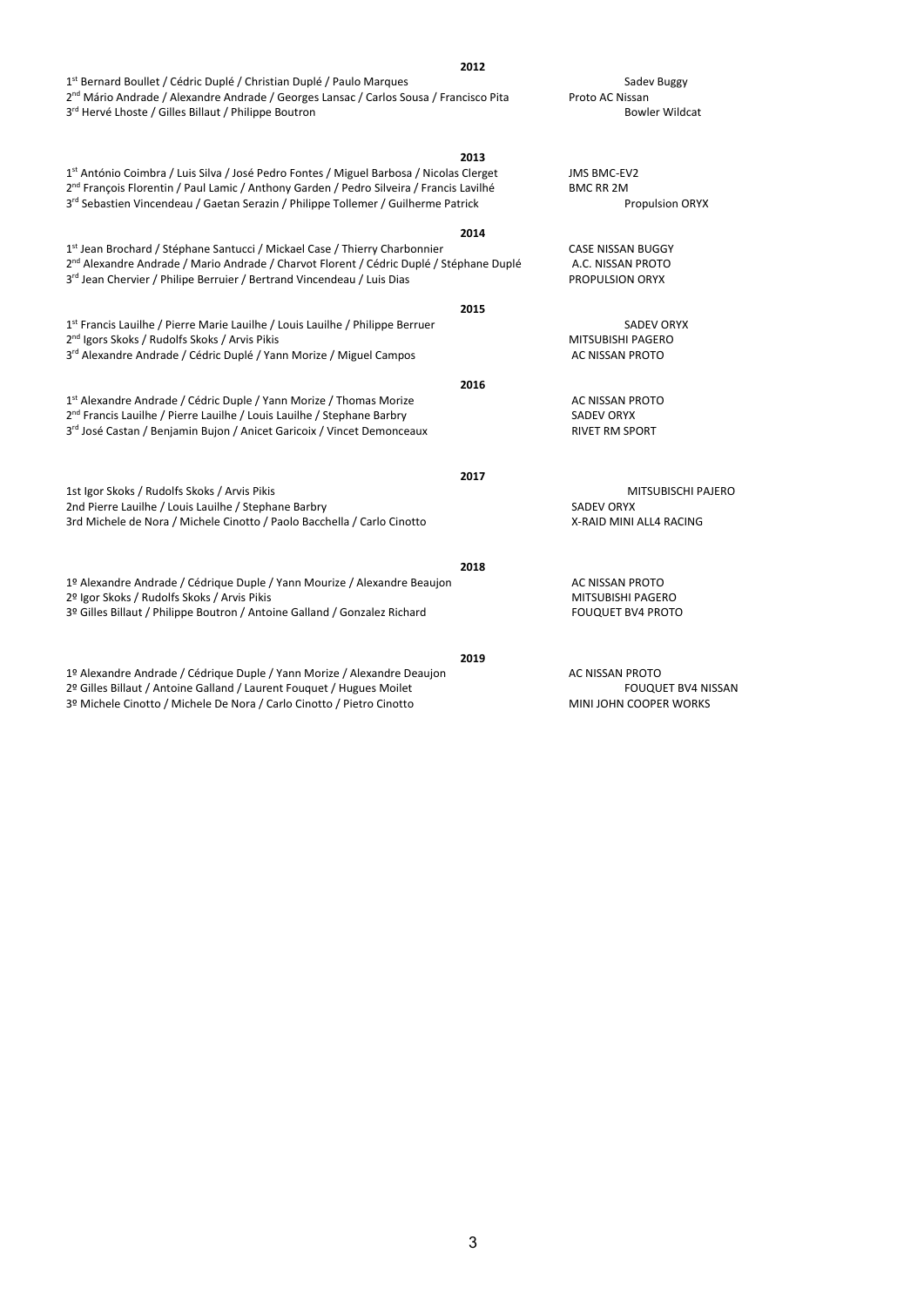**2012**

1st Bernard Boullet / Cédric Duplé / Christian Duplé / Paulo Marques — Sadev Buggy
2nd Mário Andrade / Alexandre Andrade / Georges Lansac / Carlos Sousa / Francisco Pita — Proto AC Nissan
3rd Hervé Lhoste / Gilles Billaut / Philippe Boutron — Bowler Wildcat

**2013**

1st António Coimbra / Luis Silva / José Pedro Fontes / Miguel Barbosa / Nicolas Clerget — JMS BMC-EV2
2nd François Florentin / Paul Lamic / Anthony Garden / Pedro Silveira / Francis Lavilhé — BMC RR 2M
3rd Sebastien Vincendeau / Gaetan Serazin / Philippe Tollemer / Guilherme Patrick — Propulsion ORYX

**2014**

1st Jean Brochard / Stéphane Santucci / Mickael Case / Thierry Charbonnier — CASE NISSAN BUGGY
2nd Alexandre Andrade / Mario Andrade / Charvot Florent / Cédric Duplé / Stéphane Duplé — A.C. NISSAN PROTO
3rd Jean Chervier / Philipe Berruier / Bertrand Vincendeau / Luis Dias — PROPULSION ORYX

**2015**

1st Francis Lauilhe / Pierre Marie Lauilhe / Louis Lauilhe / Philippe Berruer — SADEV ORYX
2nd Igors Skoks / Rudolfs Skoks / Arvis Pikis — MITSUBISHI PAGERO
3rd Alexandre Andrade / Cédric Duplé / Yann Morize / Miguel Campos — AC NISSAN PROTO

**2016**

1st Alexandre Andrade / Cédric Duple / Yann Morize / Thomas Morize — AC NISSAN PROTO
2nd Francis Lauilhe / Pierre Lauilhe / Louis Lauilhe / Stephane Barbry — SADEV ORYX
3rd José Castan / Benjamin Bujon / Anicet Garicoix / Vincet Demonceaux — RIVET RM SPORT

**2017**

1st Igor Skoks / Rudolfs Skoks / Arvis Pikis — MITSUBISCHI PAJERO
2nd Pierre Lauilhe / Louis Lauilhe / Stephane Barbry — SADEV ORYX
3rd Michele de Nora / Michele Cinotto / Paolo Bacchella / Carlo Cinotto — X-RAID MINI ALL4 RACING

**2018**

1º Alexandre Andrade / Cédrique Duple / Yann Mourize / Alexandre Beaujon — AC NISSAN PROTO
2º Igor Skoks / Rudolfs Skoks / Arvis Pikis — MITSUBISHI PAGERO
3º Gilles Billaut / Philippe Boutron / Antoine Galland / Gonzalez Richard — FOUQUET BV4 PROTO

**2019**

1º Alexandre Andrade / Cédrique Duple / Yann Morize / Alexandre Deaujon — AC NISSAN PROTO
2º Gilles Billaut / Antoine Galland / Laurent Fouquet / Hugues Moilet — FOUQUET BV4 NISSAN
3º Michele Cinotto / Michele De Nora / Carlo Cinotto / Pietro Cinotto — MINI JOHN COOPER WORKS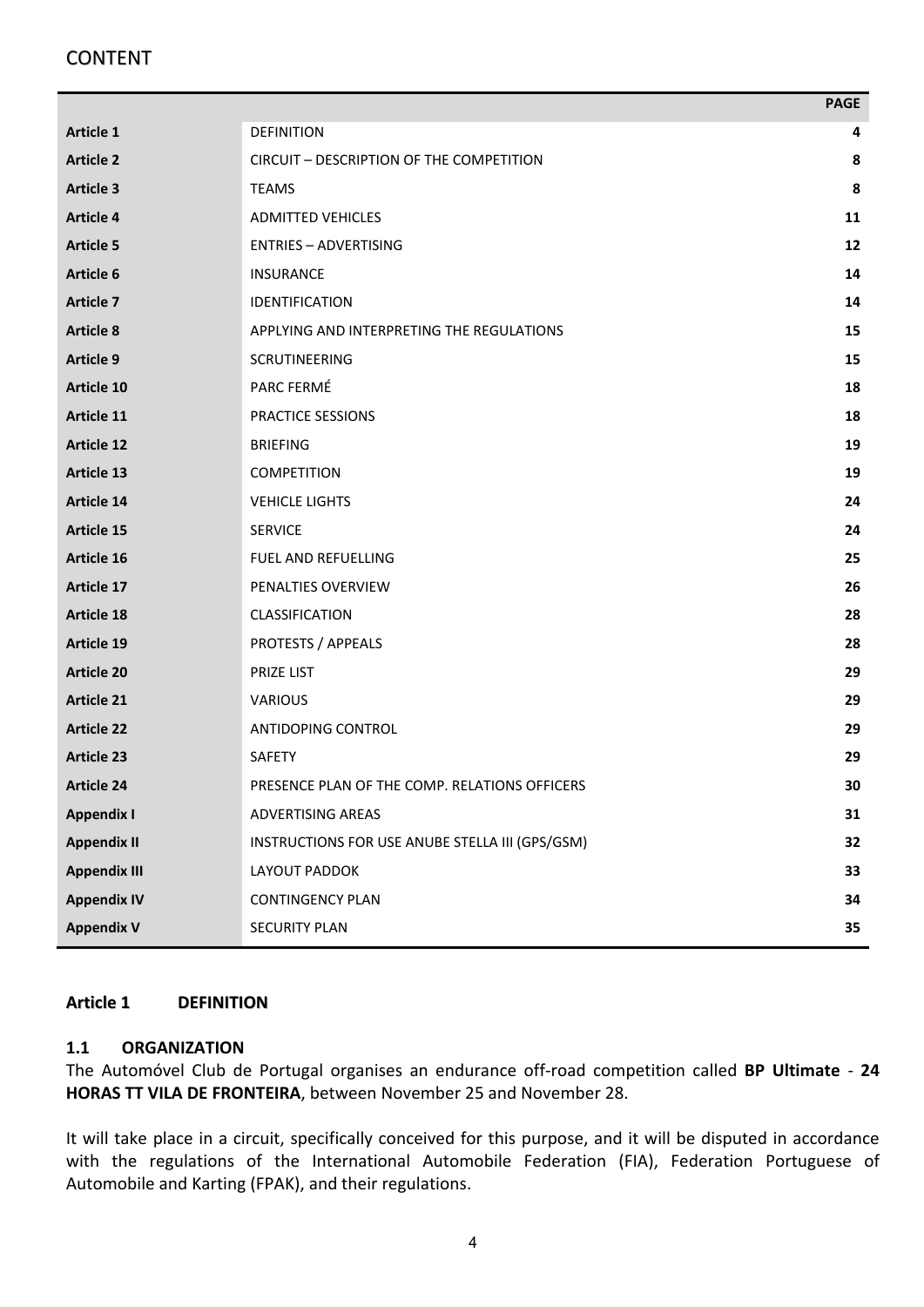# CONTENT

| | | PAGE |
|---|---|---|
| **Article 1** | DEFINITION | **4** |
| **Article 2** | CIRCUIT – DESCRIPTION OF THE COMPETITION | **8** |
| **Article 3** | TEAMS | **8** |
| **Article 4** | ADMITTED VEHICLES | **11** |
| **Article 5** | ENTRIES – ADVERTISING | **12** |
| **Article 6** | INSURANCE | **14** |
| **Article 7** | IDENTIFICATION | **14** |
| **Article 8** | APPLYING AND INTERPRETING THE REGULATIONS | **15** |
| **Article 9** | SCRUTINEERING | **15** |
| **Article 10** | PARC FERMÉ | **18** |
| **Article 11** | PRACTICE SESSIONS | **18** |
| **Article 12** | BRIEFING | **19** |
| **Article 13** | COMPETITION | **19** |
| **Article 14** | VEHICLE LIGHTS | **24** |
| **Article 15** | SERVICE | **24** |
| **Article 16** | FUEL AND REFUELLING | **25** |
| **Article 17** | PENALTIES OVERVIEW | **26** |
| **Article 18** | CLASSIFICATION | **28** |
| **Article 19** | PROTESTS / APPEALS | **28** |
| **Article 20** | PRIZE LIST | **29** |
| **Article 21** | VARIOUS | **29** |
| **Article 22** | ANTIDOPING CONTROL | **29** |
| **Article 23** | SAFETY | **29** |
| **Article 24** | PRESENCE PLAN OF THE COMP. RELATIONS OFFICERS | **30** |
| **Appendix I** | ADVERTISING AREAS | **31** |
| **Appendix II** | INSTRUCTIONS FOR USE ANUBE STELLA III (GPS/GSM) | **32** |
| **Appendix III** | LAYOUT PADDOK | **33** |
| **Appendix IV** | CONTINGENCY PLAN | **34** |
| **Appendix V** | SECURITY PLAN | **35** |

## Article 1 DEFINITION

### 1.1 ORGANIZATION

The Automóvel Club de Portugal organises an endurance off-road competition called **BP Ultimate** - **24 HORAS TT VILA DE FRONTEIRA**, between November 25 and November 28.

It will take place in a circuit, specifically conceived for this purpose, and it will be disputed in accordance with the regulations of the International Automobile Federation (FIA), Federation Portuguese of Automobile and Karting (FPAK), and their regulations.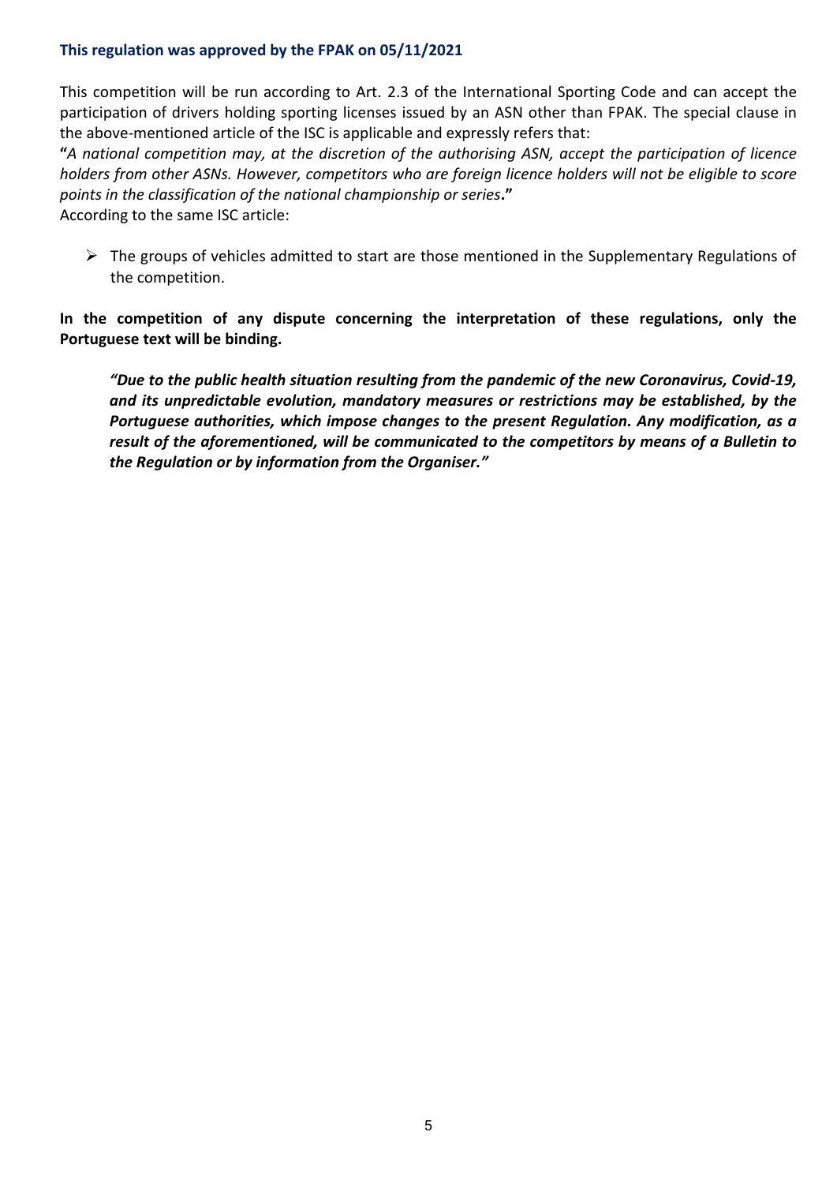**This regulation was approved by the FPAK on 05/11/2021**

This competition will be run according to Art. 2.3 of the International Sporting Code and can accept the participation of drivers holding sporting licenses issued by an ASN other than FPAK. The special clause in the above-mentioned article of the ISC is applicable and expressly refers that:

**"***A national competition may, at the discretion of the authorising ASN, accept the participation of licence holders from other ASNs. However, competitors who are foreign licence holders will not be eligible to score points in the classification of the national championship or series***."**

According to the same ISC article:

- The groups of vehicles admitted to start are those mentioned in the Supplementary Regulations of the competition.

**In the competition of any dispute concerning the interpretation of these regulations, only the Portuguese text will be binding.**

***"Due to the public health situation resulting from the pandemic of the new Coronavirus, Covid-19, and its unpredictable evolution, mandatory measures or restrictions may be established, by the Portuguese authorities, which impose changes to the present Regulation. Any modification, as a result of the aforementioned, will be communicated to the competitors by means of a Bulletin to the Regulation or by information from the Organiser."***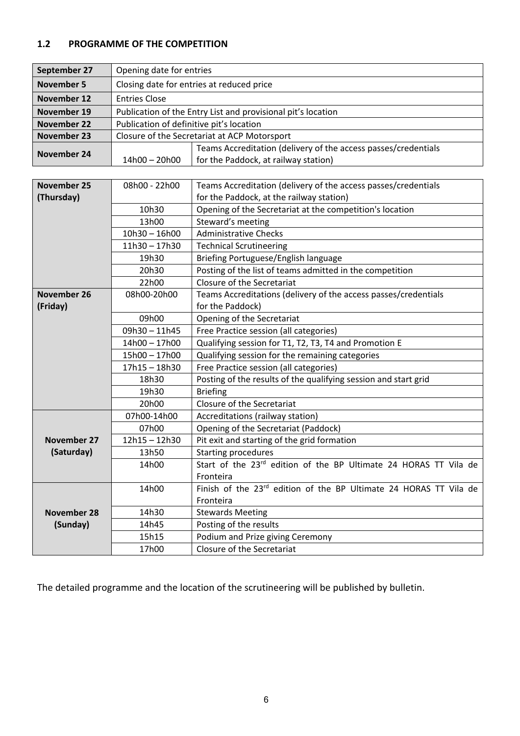### 1.2 PROGRAMME OF THE COMPETITION

| | | |
|---|---|---|
| **September 27** | Opening date for entries | |
| **November 5** | Closing date for entries at reduced price | |
| **November 12** | Entries Close | |
| **November 19** | Publication of the Entry List and provisional pit's location | |
| **November 22** | Publication of definitive pit's location | |
| **November 23** | Closure of the Secretariat at ACP Motorsport | |
| **November 24** | 14h00 – 20h00 | Teams Accreditation (delivery of the access passes/credentials for the Paddock, at railway station) |

| | | |
|---|---|---|
| **November 25 (Thursday)** | 08h00 - 22h00 | Teams Accreditation (delivery of the access passes/credentials for the Paddock, at the railway station) |
| | 10h30 | Opening of the Secretariat at the competition's location |
| | 13h00 | Steward's meeting |
| | 10h30 – 16h00 | Administrative Checks |
| | 11h30 – 17h30 | Technical Scrutineering |
| | 19h30 | Briefing Portuguese/English language |
| | 20h30 | Posting of the list of teams admitted in the competition |
| | 22h00 | Closure of the Secretariat |
| **November 26 (Friday)** | 08h00-20h00 | Teams Accreditations (delivery of the access passes/credentials for the Paddock) |
| | 09h00 | Opening of the Secretariat |
| | 09h30 – 11h45 | Free Practice session (all categories) |
| | 14h00 – 17h00 | Qualifying session for T1, T2, T3, T4 and Promotion E |
| | 15h00 – 17h00 | Qualifying session for the remaining categories |
| | 17h15 – 18h30 | Free Practice session (all categories) |
| | 18h30 | Posting of the results of the qualifying session and start grid |
| | 19h30 | Briefing |
| | 20h00 | Closure of the Secretariat |
| **November 27 (Saturday)** | 07h00-14h00 | Accreditations (railway station) |
| | 07h00 | Opening of the Secretariat (Paddock) |
| | 12h15 – 12h30 | Pit exit and starting of the grid formation |
| | 13h50 | Starting procedures |
| | 14h00 | Start of the 23rd edition of the BP Ultimate 24 HORAS TT Vila de Fronteira |
| **November 28 (Sunday)** | 14h00 | Finish of the 23rd edition of the BP Ultimate 24 HORAS TT Vila de Fronteira |
| | 14h30 | Stewards Meeting |
| | 14h45 | Posting of the results |
| | 15h15 | Podium and Prize giving Ceremony |
| | 17h00 | Closure of the Secretariat |

The detailed programme and the location of the scrutineering will be published by bulletin.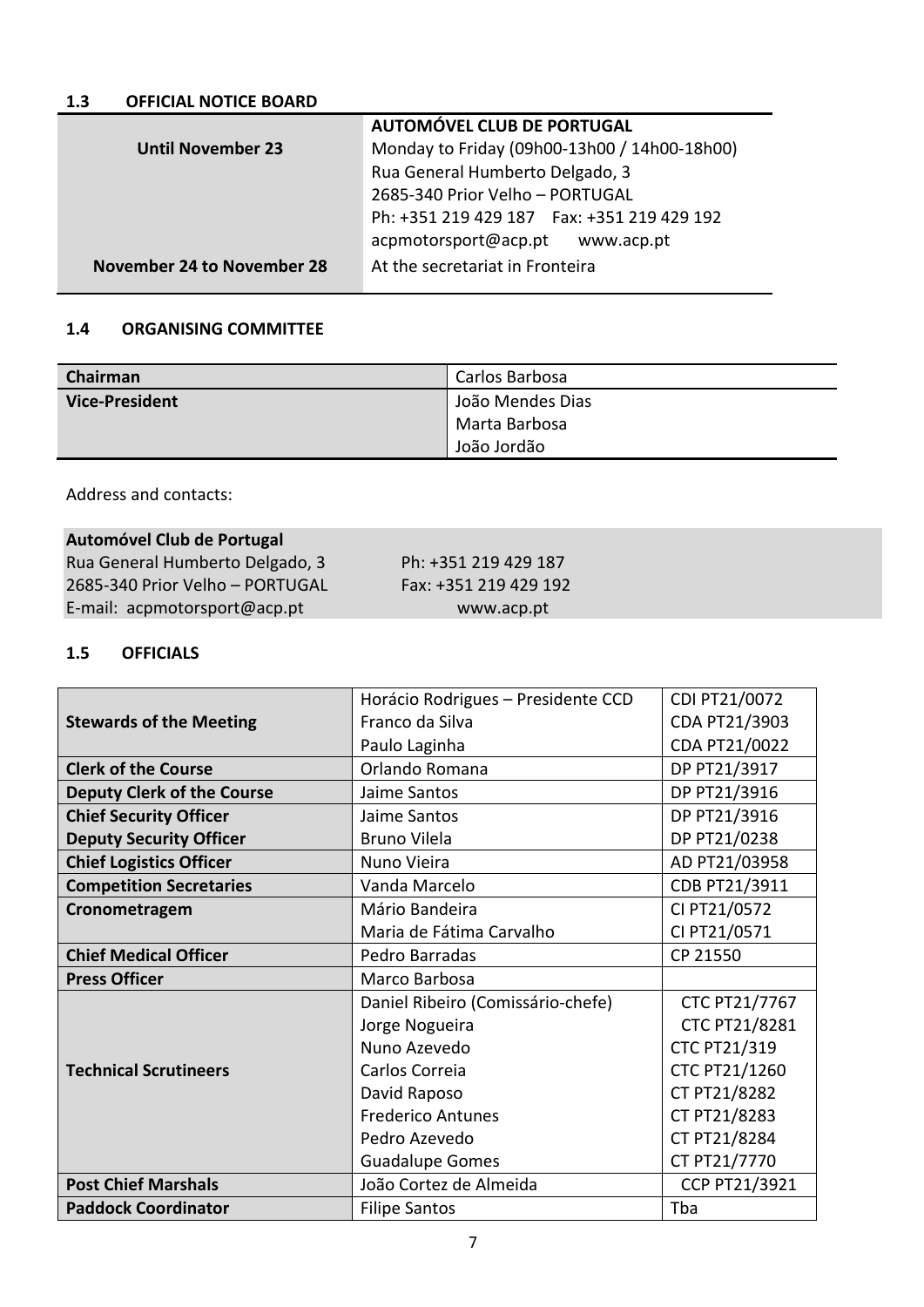## 1.3 OFFICIAL NOTICE BOARD

| | |
|---|---|
| **Until November 23** | **AUTOMÓVEL CLUB DE PORTUGAL**<br>Monday to Friday (09h00-13h00 / 14h00-18h00)<br>Rua General Humberto Delgado, 3<br>2685-340 Prior Velho – PORTUGAL<br>Ph: +351 219 429 187 Fax: +351 219 429 192<br>acpmotorsport@acp.pt www.acp.pt |
| **November 24 to November 28** | At the secretariat in Fronteira |

## 1.4 ORGANISING COMMITTEE

| | |
|---|---|
| **Chairman** | Carlos Barbosa |
| **Vice-President** | João Mendes Dias<br>Marta Barbosa<br>João Jordão |

Address and contacts:

**Automóvel Club de Portugal**
Rua General Humberto Delgado, 3 — Ph: +351 219 429 187
2685-340 Prior Velho – PORTUGAL — Fax: +351 219 429 192
E-mail: acpmotorsport@acp.pt — www.acp.pt

## 1.5 OFFICIALS

| | | |
|---|---|---|
| **Stewards of the Meeting** | Horácio Rodrigues – Presidente CCD | CDI PT21/0072 |
| | Franco da Silva | CDA PT21/3903 |
| | Paulo Laginha | CDA PT21/0022 |
| **Clerk of the Course** | Orlando Romana | DP PT21/3917 |
| **Deputy Clerk of the Course** | Jaime Santos | DP PT21/3916 |
| **Chief Security Officer** | Jaime Santos | DP PT21/3916 |
| **Deputy Security Officer** | Bruno Vilela | DP PT21/0238 |
| **Chief Logistics Officer** | Nuno Vieira | AD PT21/03958 |
| **Competition Secretaries** | Vanda Marcelo | CDB PT21/3911 |
| **Cronometragem** | Mário Bandeira | CI PT21/0572 |
| | Maria de Fátima Carvalho | CI PT21/0571 |
| **Chief Medical Officer** | Pedro Barradas | CP 21550 |
| **Press Officer** | Marco Barbosa | |
| **Technical Scrutineers** | Daniel Ribeiro (Comissário-chefe) | CTC PT21/7767 |
| | Jorge Nogueira | CTC PT21/8281 |
| | Nuno Azevedo | CTC PT21/319 |
| | Carlos Correia | CTC PT21/1260 |
| | David Raposo | CT PT21/8282 |
| | Frederico Antunes | CT PT21/8283 |
| | Pedro Azevedo | CT PT21/8284 |
| | Guadalupe Gomes | CT PT21/7770 |
| **Post Chief Marshals** | João Cortez de Almeida | CCP PT21/3921 |
| **Paddock Coordinator** | Filipe Santos | Tba |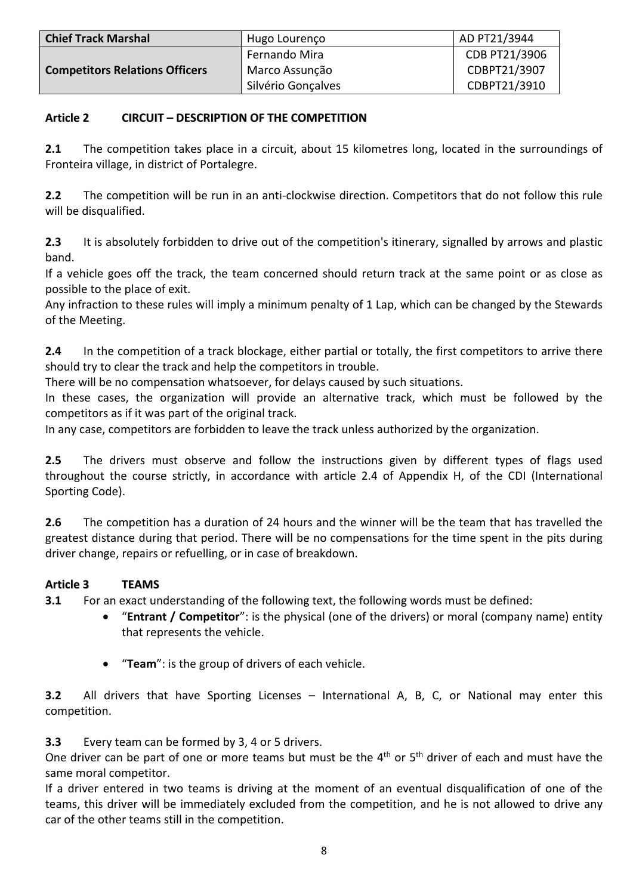| | | |
|---|---|---|
| **Chief Track Marshal** | Hugo Lourenço | AD PT21/3944 |
| **Competitors Relations Officers** | Fernando Mira<br>Marco Assunção<br>Silvério Gonçalves | CDB PT21/3906<br>CDBPT21/3907<br>CDBPT21/3910 |

## Article 2 CIRCUIT – DESCRIPTION OF THE COMPETITION

**2.1** The competition takes place in a circuit, about 15 kilometres long, located in the surroundings of Fronteira village, in district of Portalegre.

**2.2** The competition will be run in an anti-clockwise direction. Competitors that do not follow this rule will be disqualified.

**2.3** It is absolutely forbidden to drive out of the competition's itinerary, signalled by arrows and plastic band.
If a vehicle goes off the track, the team concerned should return track at the same point or as close as possible to the place of exit.
Any infraction to these rules will imply a minimum penalty of 1 Lap, which can be changed by the Stewards of the Meeting.

**2.4** In the competition of a track blockage, either partial or totally, the first competitors to arrive there should try to clear the track and help the competitors in trouble.
There will be no compensation whatsoever, for delays caused by such situations.
In these cases, the organization will provide an alternative track, which must be followed by the competitors as if it was part of the original track.
In any case, competitors are forbidden to leave the track unless authorized by the organization.

**2.5** The drivers must observe and follow the instructions given by different types of flags used throughout the course strictly, in accordance with article 2.4 of Appendix H, of the CDI (International Sporting Code).

**2.6** The competition has a duration of 24 hours and the winner will be the team that has travelled the greatest distance during that period. There will be no compensations for the time spent in the pits during driver change, repairs or refuelling, or in case of breakdown.

## Article 3 TEAMS

**3.1** For an exact understanding of the following text, the following words must be defined:

- "**Entrant / Competitor**": is the physical (one of the drivers) or moral (company name) entity that represents the vehicle.
- "**Team**": is the group of drivers of each vehicle.

**3.2** All drivers that have Sporting Licenses – International A, B, C, or National may enter this competition.

**3.3** Every team can be formed by 3, 4 or 5 drivers.
One driver can be part of one or more teams but must be the 4th or 5th driver of each and must have the same moral competitor.
If a driver entered in two teams is driving at the moment of an eventual disqualification of one of the teams, this driver will be immediately excluded from the competition, and he is not allowed to drive any car of the other teams still in the competition.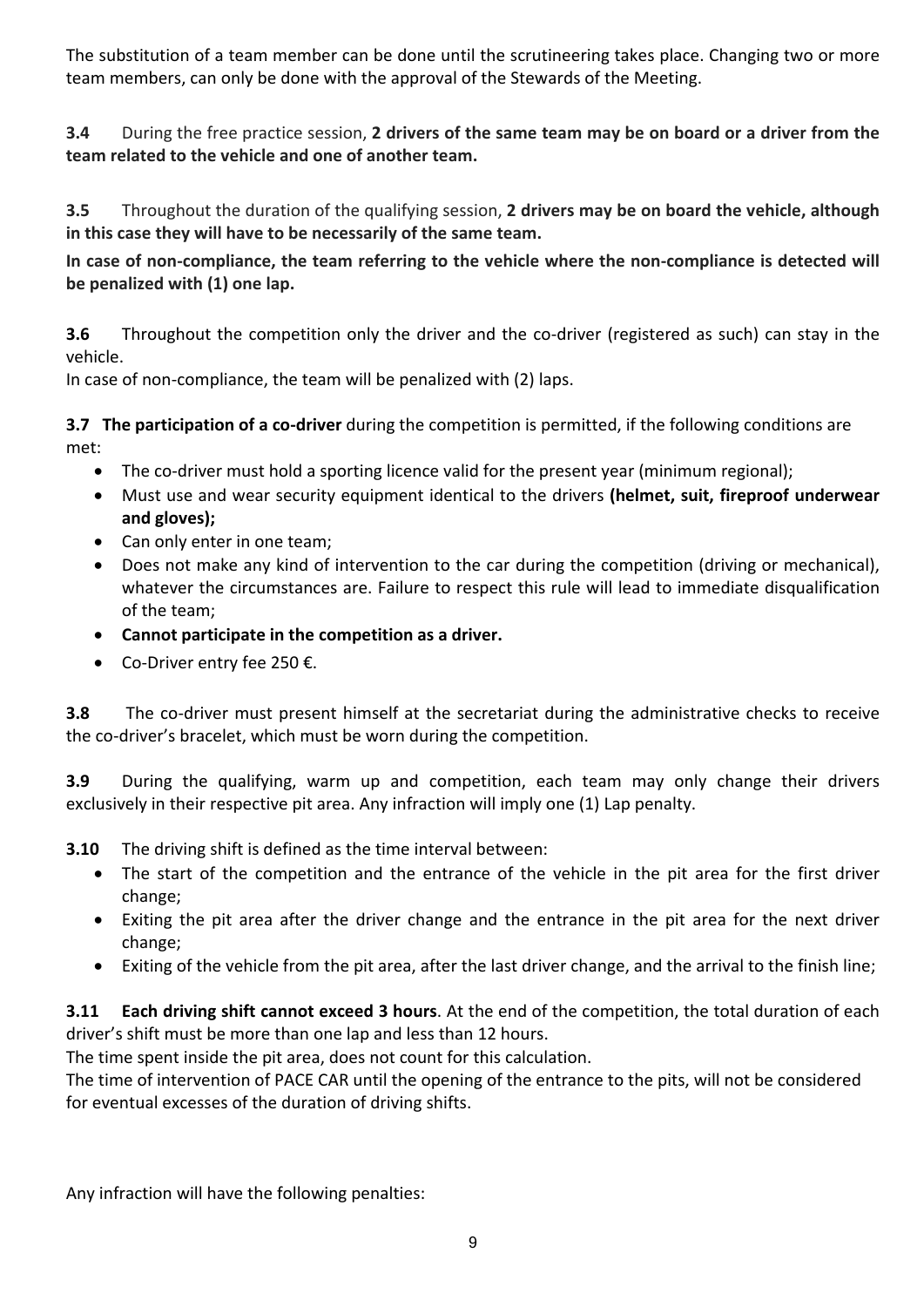The substitution of a team member can be done until the scrutineering takes place. Changing two or more team members, can only be done with the approval of the Stewards of the Meeting.

**3.4** During the free practice session, **2 drivers of the same team may be on board or a driver from the team related to the vehicle and one of another team.**

**3.5** Throughout the duration of the qualifying session, **2 drivers may be on board the vehicle, although in this case they will have to be necessarily of the same team.**

**In case of non-compliance, the team referring to the vehicle where the non-compliance is detected will be penalized with (1) one lap.**

**3.6** Throughout the competition only the driver and the co-driver (registered as such) can stay in the vehicle.

In case of non-compliance, the team will be penalized with (2) laps.

**3.7 The participation of a co-driver** during the competition is permitted, if the following conditions are met:

- The co-driver must hold a sporting licence valid for the present year (minimum regional);
- Must use and wear security equipment identical to the drivers **(helmet, suit, fireproof underwear and gloves);**
- Can only enter in one team;
- Does not make any kind of intervention to the car during the competition (driving or mechanical), whatever the circumstances are. Failure to respect this rule will lead to immediate disqualification of the team;
- **Cannot participate in the competition as a driver.**
- Co-Driver entry fee 250 €.

**3.8** The co-driver must present himself at the secretariat during the administrative checks to receive the co-driver's bracelet, which must be worn during the competition.

**3.9** During the qualifying, warm up and competition, each team may only change their drivers exclusively in their respective pit area. Any infraction will imply one (1) Lap penalty.

**3.10** The driving shift is defined as the time interval between:

- The start of the competition and the entrance of the vehicle in the pit area for the first driver change;
- Exiting the pit area after the driver change and the entrance in the pit area for the next driver change;
- Exiting of the vehicle from the pit area, after the last driver change, and the arrival to the finish line;

**3.11 Each driving shift cannot exceed 3 hours**. At the end of the competition, the total duration of each driver's shift must be more than one lap and less than 12 hours.

The time spent inside the pit area, does not count for this calculation.

The time of intervention of PACE CAR until the opening of the entrance to the pits, will not be considered for eventual excesses of the duration of driving shifts.

Any infraction will have the following penalties: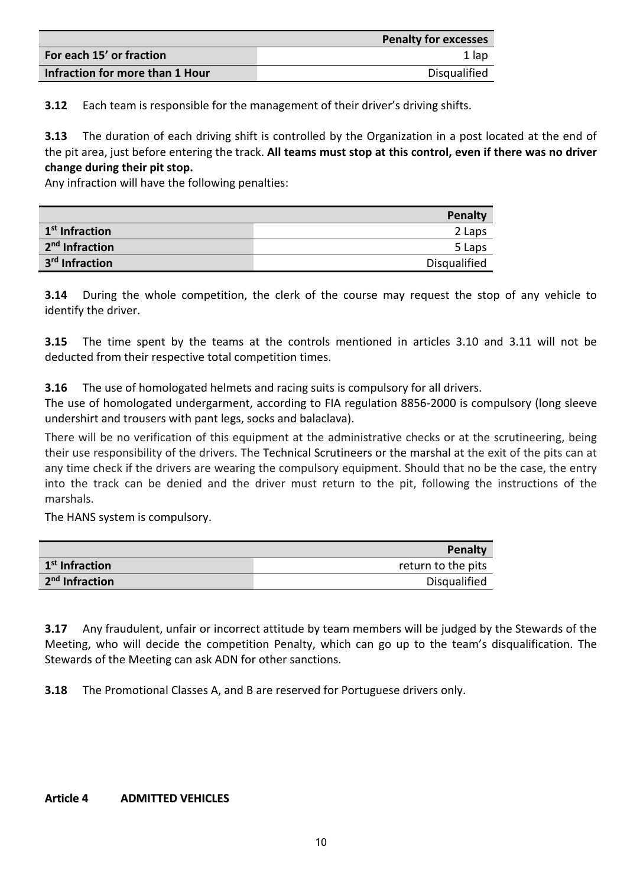| | Penalty for excesses |
|---|---|
| **For each 15' or fraction** | 1 lap |
| **Infraction for more than 1 Hour** | Disqualified |

**3.12** Each team is responsible for the management of their driver's driving shifts.

**3.13** The duration of each driving shift is controlled by the Organization in a post located at the end of the pit area, just before entering the track. **All teams must stop at this control, even if there was no driver change during their pit stop.**
Any infraction will have the following penalties:

| | Penalty |
|---|---|
| **1st Infraction** | 2 Laps |
| **2nd Infraction** | 5 Laps |
| **3rd Infraction** | Disqualified |

**3.14** During the whole competition, the clerk of the course may request the stop of any vehicle to identify the driver.

**3.15** The time spent by the teams at the controls mentioned in articles 3.10 and 3.11 will not be deducted from their respective total competition times.

**3.16** The use of homologated helmets and racing suits is compulsory for all drivers.
The use of homologated undergarment, according to FIA regulation 8856-2000 is compulsory (long sleeve undershirt and trousers with pant legs, socks and balaclava).
There will be no verification of this equipment at the administrative checks or at the scrutineering, being their use responsibility of the drivers. The Technical Scrutineers or the marshal at the exit of the pits can at any time check if the drivers are wearing the compulsory equipment. Should that no be the case, the entry into the track can be denied and the driver must return to the pit, following the instructions of the marshals.
The HANS system is compulsory.

| | Penalty |
|---|---|
| **1st Infraction** | return to the pits |
| **2nd Infraction** | Disqualified |

**3.17** Any fraudulent, unfair or incorrect attitude by team members will be judged by the Stewards of the Meeting, who will decide the competition Penalty, which can go up to the team's disqualification. The Stewards of the Meeting can ask ADN for other sanctions.

**3.18** The Promotional Classes A, and B are reserved for Portuguese drivers only.

## Article 4 ADMITTED VEHICLES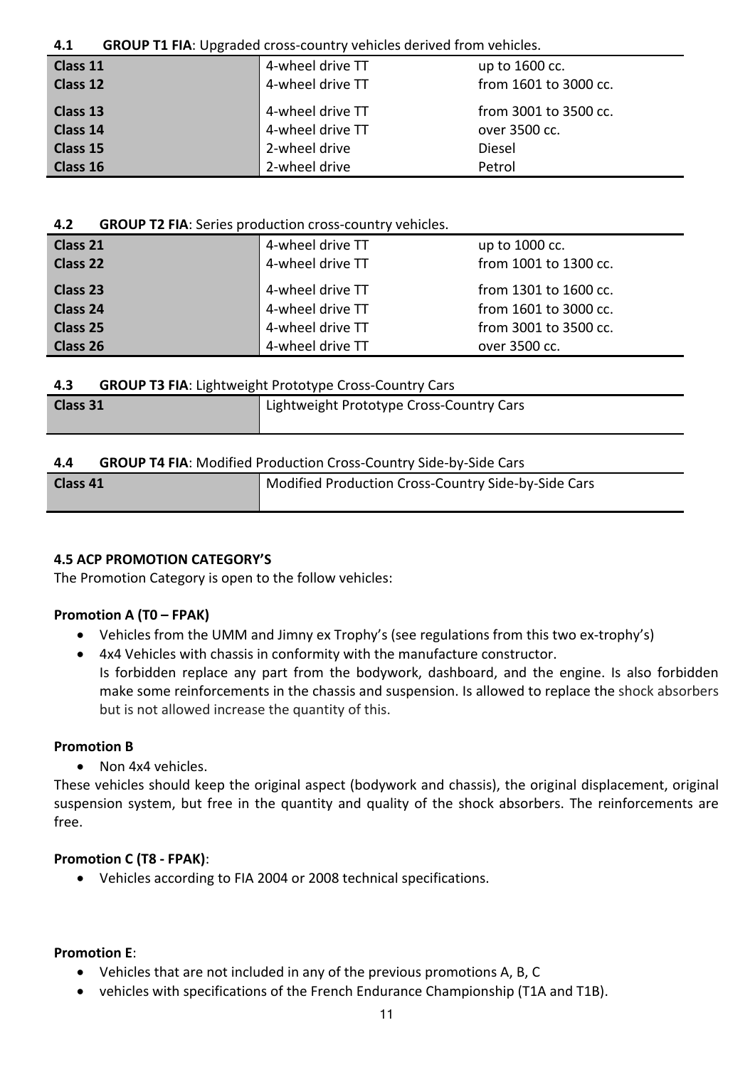**4.1 GROUP T1 FIA**: Upgraded cross-country vehicles derived from vehicles.

| | | |
|---|---|---|
| **Class 11** | 4-wheel drive TT | up to 1600 cc. |
| **Class 12** | 4-wheel drive TT | from 1601 to 3000 cc. |
| **Class 13** | 4-wheel drive TT | from 3001 to 3500 cc. |
| **Class 14** | 4-wheel drive TT | over 3500 cc. |
| **Class 15** | 2-wheel drive | Diesel |
| **Class 16** | 2-wheel drive | Petrol |

**4.2 GROUP T2 FIA**: Series production cross-country vehicles.

| | | |
|---|---|---|
| **Class 21** | 4-wheel drive TT | up to 1000 cc. |
| **Class 22** | 4-wheel drive TT | from 1001 to 1300 cc. |
| **Class 23** | 4-wheel drive TT | from 1301 to 1600 cc. |
| **Class 24** | 4-wheel drive TT | from 1601 to 3000 cc. |
| **Class 25** | 4-wheel drive TT | from 3001 to 3500 cc. |
| **Class 26** | 4-wheel drive TT | over 3500 cc. |

**4.3 GROUP T3 FIA**: Lightweight Prototype Cross-Country Cars

| | |
|---|---|
| **Class 31** | Lightweight Prototype Cross-Country Cars |

**4.4 GROUP T4 FIA**: Modified Production Cross-Country Side-by-Side Cars

| | |
|---|---|
| **Class 41** | Modified Production Cross-Country Side-by-Side Cars |

**4.5 ACP PROMOTION CATEGORY'S**

The Promotion Category is open to the follow vehicles:

**Promotion A (T0 – FPAK)**

- Vehicles from the UMM and Jimny ex Trophy's (see regulations from this two ex-trophy's)
- 4x4 Vehicles with chassis in conformity with the manufacture constructor.
  Is forbidden replace any part from the bodywork, dashboard, and the engine. Is also forbidden make some reinforcements in the chassis and suspension. Is allowed to replace the shock absorbers but is not allowed increase the quantity of this.

**Promotion B**

- Non 4x4 vehicles.

These vehicles should keep the original aspect (bodywork and chassis), the original displacement, original suspension system, but free in the quantity and quality of the shock absorbers. The reinforcements are free.

**Promotion C (T8 - FPAK)**:

- Vehicles according to FIA 2004 or 2008 technical specifications.

**Promotion E**:

- Vehicles that are not included in any of the previous promotions A, B, C
- vehicles with specifications of the French Endurance Championship (T1A and T1B).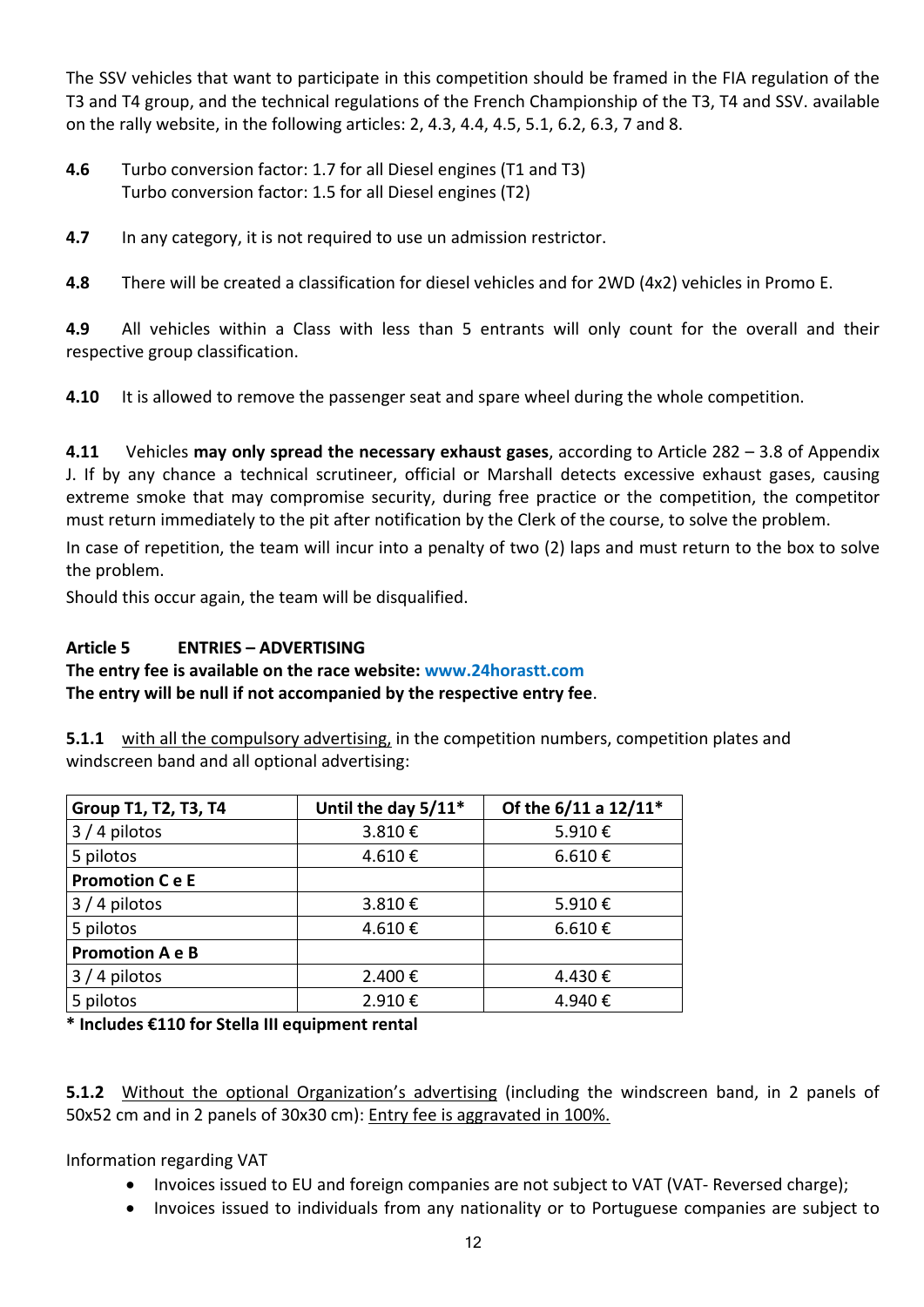The SSV vehicles that want to participate in this competition should be framed in the FIA regulation of the T3 and T4 group, and the technical regulations of the French Championship of the T3, T4 and SSV. available on the rally website, in the following articles: 2, 4.3, 4.4, 4.5, 5.1, 6.2, 6.3, 7 and 8.

**4.6** Turbo conversion factor: 1.7 for all Diesel engines (T1 and T3)
Turbo conversion factor: 1.5 for all Diesel engines (T2)

**4.7** In any category, it is not required to use un admission restrictor.

**4.8** There will be created a classification for diesel vehicles and for 2WD (4x2) vehicles in Promo E.

**4.9** All vehicles within a Class with less than 5 entrants will only count for the overall and their respective group classification.

**4.10** It is allowed to remove the passenger seat and spare wheel during the whole competition.

**4.11** Vehicles **may only spread the necessary exhaust gases**, according to Article 282 – 3.8 of Appendix J. If by any chance a technical scrutineer, official or Marshall detects excessive exhaust gases, causing extreme smoke that may compromise security, during free practice or the competition, the competitor must return immediately to the pit after notification by the Clerk of the course, to solve the problem.

In case of repetition, the team will incur into a penalty of two (2) laps and must return to the box to solve the problem.

Should this occur again, the team will be disqualified.

## Article 5 ENTRIES – ADVERTISING

**The entry fee is available on the race website: www.24horastt.com**
**The entry will be null if not accompanied by the respective entry fee**.

**5.1.1** <u>with all the compulsory advertising,</u> in the competition numbers, competition plates and windscreen band and all optional advertising:

| Group T1, T2, T3, T4 | Until the day 5/11* | Of the 6/11 a 12/11* |
|---|---|---|
| 3 / 4 pilotos | 3.810 € | 5.910 € |
| 5 pilotos | 4.610 € | 6.610 € |
| **Promotion C e E** | | |
| 3 / 4 pilotos | 3.810 € | 5.910 € |
| 5 pilotos | 4.610 € | 6.610 € |
| **Promotion A e B** | | |
| 3 / 4 pilotos | 2.400 € | 4.430 € |
| 5 pilotos | 2.910 € | 4.940 € |

**\* Includes €110 for Stella III equipment rental**

**5.1.2** <u>Without the optional Organization's advertising</u> (including the windscreen band, in 2 panels of 50x52 cm and in 2 panels of 30x30 cm): <u>Entry fee is aggravated in 100%.</u>

Information regarding VAT

- Invoices issued to EU and foreign companies are not subject to VAT (VAT- Reversed charge);
- Invoices issued to individuals from any nationality or to Portuguese companies are subject to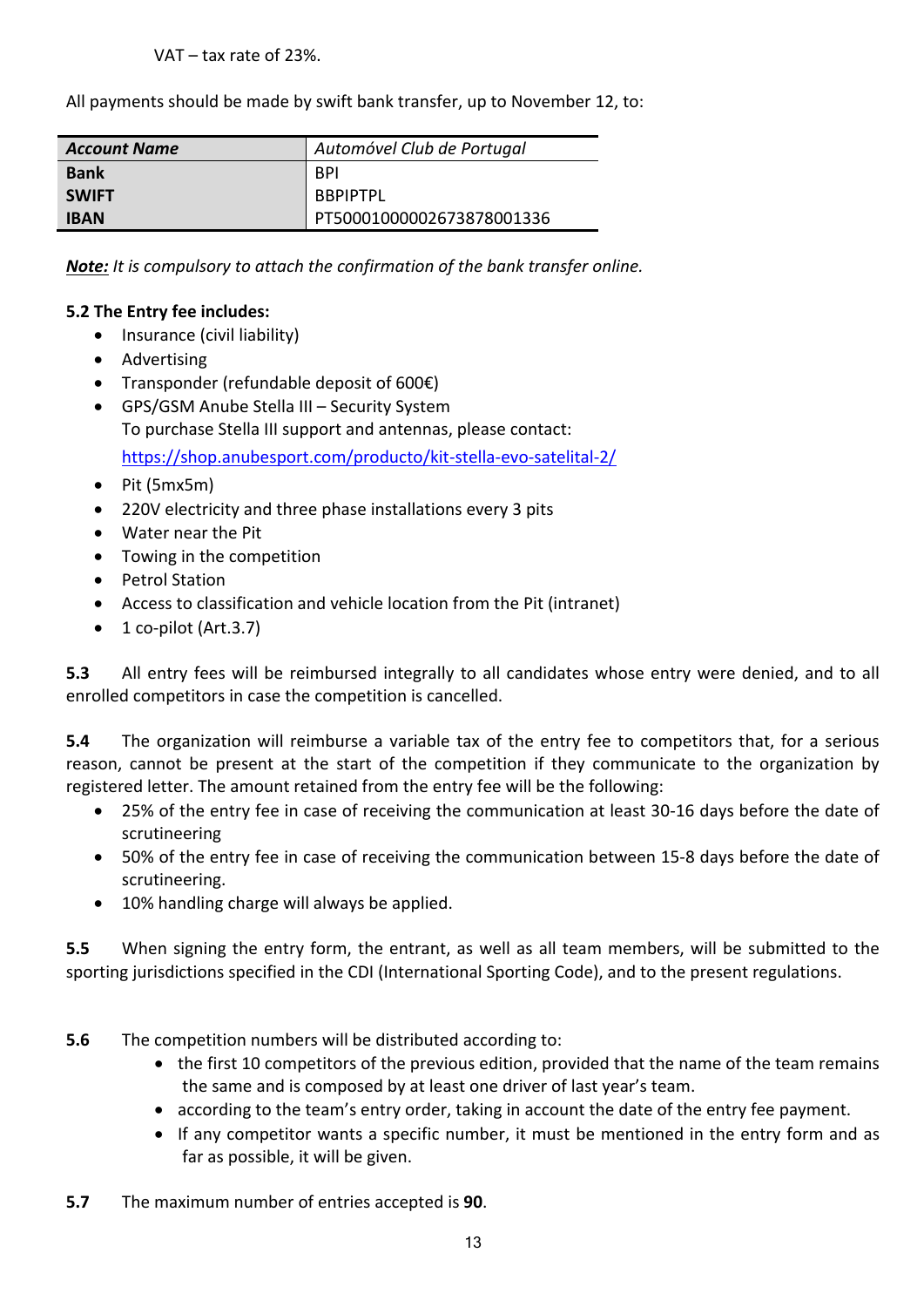VAT – tax rate of 23%.

All payments should be made by swift bank transfer, up to November 12, to:

| | |
|---|---|
| ***Account Name*** | *Automóvel Club de Portugal* |
| **Bank** | BPI |
| **SWIFT** | BBPIPTPL |
| **IBAN** | PT50001000002673878001336 |

***Note:*** *It is compulsory to attach the confirmation of the bank transfer online.*

**5.2 The Entry fee includes:**

- Insurance (civil liability)
- Advertising
- Transponder (refundable deposit of 600€)
- GPS/GSM Anube Stella III – Security System
  To purchase Stella III support and antennas, please contact:
  https://shop.anubesport.com/producto/kit-stella-evo-satelital-2/
- Pit (5mx5m)
- 220V electricity and three phase installations every 3 pits
- Water near the Pit
- Towing in the competition
- Petrol Station
- Access to classification and vehicle location from the Pit (intranet)
- 1 co-pilot (Art.3.7)

**5.3** All entry fees will be reimbursed integrally to all candidates whose entry were denied, and to all enrolled competitors in case the competition is cancelled.

**5.4** The organization will reimburse a variable tax of the entry fee to competitors that, for a serious reason, cannot be present at the start of the competition if they communicate to the organization by registered letter. The amount retained from the entry fee will be the following:

- 25% of the entry fee in case of receiving the communication at least 30-16 days before the date of scrutineering
- 50% of the entry fee in case of receiving the communication between 15-8 days before the date of scrutineering.
- 10% handling charge will always be applied.

**5.5** When signing the entry form, the entrant, as well as all team members, will be submitted to the sporting jurisdictions specified in the CDI (International Sporting Code), and to the present regulations.

**5.6** The competition numbers will be distributed according to:

- the first 10 competitors of the previous edition, provided that the name of the team remains the same and is composed by at least one driver of last year's team.
- according to the team's entry order, taking in account the date of the entry fee payment.
- If any competitor wants a specific number, it must be mentioned in the entry form and as far as possible, it will be given.

**5.7** The maximum number of entries accepted is **90**.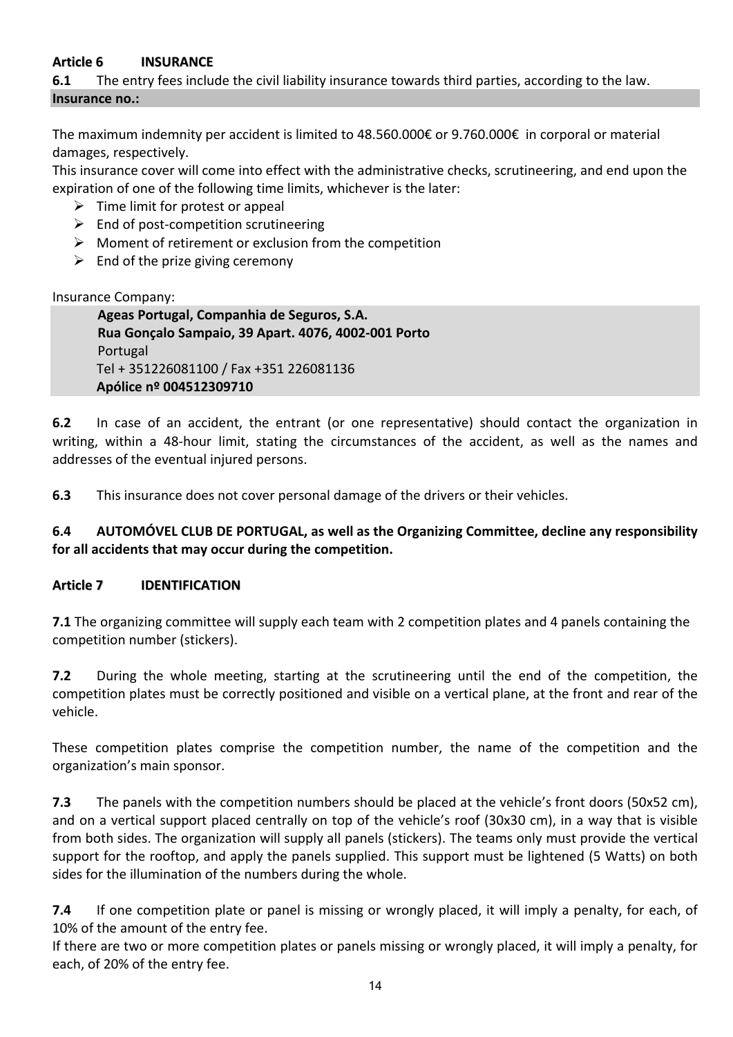## Article 6 INSURANCE

**6.1** The entry fees include the civil liability insurance towards third parties, according to the law.

**Insurance no.:**

The maximum indemnity per accident is limited to 48.560.000€ or 9.760.000€ in corporal or material damages, respectively.

This insurance cover will come into effect with the administrative checks, scrutineering, and end upon the expiration of one of the following time limits, whichever is the later:

- Time limit for protest or appeal
- End of post-competition scrutineering
- Moment of retirement or exclusion from the competition
- End of the prize giving ceremony

Insurance Company:

**Ageas Portugal, Companhia de Seguros, S.A.**
**Rua Gonçalo Sampaio, 39 Apart. 4076, 4002-001 Porto**
Portugal
Tel + 351226081100 / Fax +351 226081136
**Apólice nº 004512309710**

**6.2** In case of an accident, the entrant (or one representative) should contact the organization in writing, within a 48-hour limit, stating the circumstances of the accident, as well as the names and addresses of the eventual injured persons.

**6.3** This insurance does not cover personal damage of the drivers or their vehicles.

**6.4 AUTOMÓVEL CLUB DE PORTUGAL, as well as the Organizing Committee, decline any responsibility for all accidents that may occur during the competition.**

## Article 7 IDENTIFICATION

**7.1** The organizing committee will supply each team with 2 competition plates and 4 panels containing the competition number (stickers).

**7.2** During the whole meeting, starting at the scrutineering until the end of the competition, the competition plates must be correctly positioned and visible on a vertical plane, at the front and rear of the vehicle.

These competition plates comprise the competition number, the name of the competition and the organization's main sponsor.

**7.3** The panels with the competition numbers should be placed at the vehicle's front doors (50x52 cm), and on a vertical support placed centrally on top of the vehicle's roof (30x30 cm), in a way that is visible from both sides. The organization will supply all panels (stickers). The teams only must provide the vertical support for the rooftop, and apply the panels supplied. This support must be lightened (5 Watts) on both sides for the illumination of the numbers during the whole.

**7.4** If one competition plate or panel is missing or wrongly placed, it will imply a penalty, for each, of 10% of the amount of the entry fee.

If there are two or more competition plates or panels missing or wrongly placed, it will imply a penalty, for each, of 20% of the entry fee.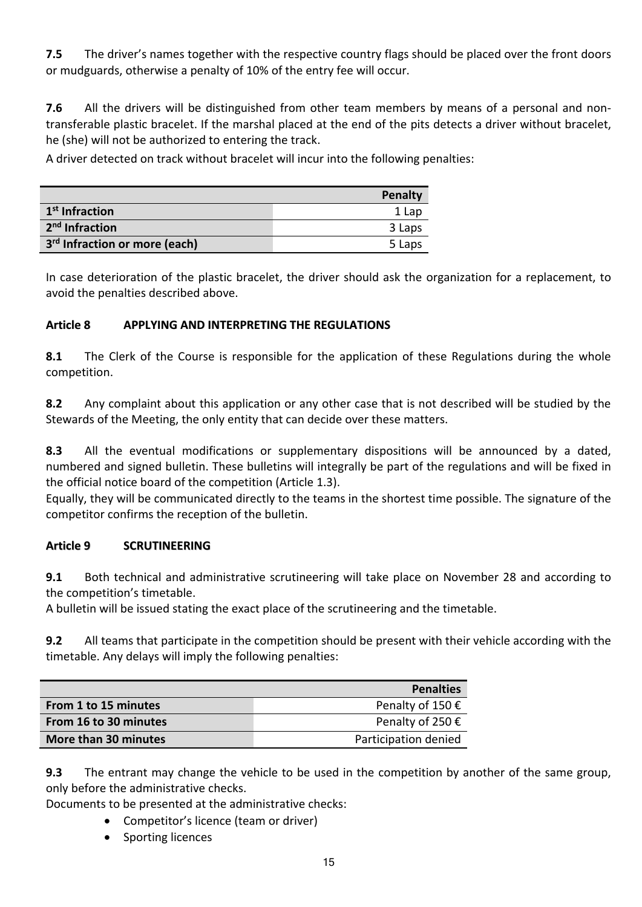**7.5** The driver's names together with the respective country flags should be placed over the front doors or mudguards, otherwise a penalty of 10% of the entry fee will occur.

**7.6** All the drivers will be distinguished from other team members by means of a personal and non-transferable plastic bracelet. If the marshal placed at the end of the pits detects a driver without bracelet, he (she) will not be authorized to entering the track.

A driver detected on track without bracelet will incur into the following penalties:

| | Penalty |
|---|---|
| **1st Infraction** | 1 Lap |
| **2nd Infraction** | 3 Laps |
| **3rd Infraction or more (each)** | 5 Laps |

In case deterioration of the plastic bracelet, the driver should ask the organization for a replacement, to avoid the penalties described above.

## Article 8 APPLYING AND INTERPRETING THE REGULATIONS

**8.1** The Clerk of the Course is responsible for the application of these Regulations during the whole competition.

**8.2** Any complaint about this application or any other case that is not described will be studied by the Stewards of the Meeting, the only entity that can decide over these matters.

**8.3** All the eventual modifications or supplementary dispositions will be announced by a dated, numbered and signed bulletin. These bulletins will integrally be part of the regulations and will be fixed in the official notice board of the competition (Article 1.3).

Equally, they will be communicated directly to the teams in the shortest time possible. The signature of the competitor confirms the reception of the bulletin.

## Article 9 SCRUTINEERING

**9.1** Both technical and administrative scrutineering will take place on November 28 and according to the competition's timetable.

A bulletin will be issued stating the exact place of the scrutineering and the timetable.

**9.2** All teams that participate in the competition should be present with their vehicle according with the timetable. Any delays will imply the following penalties:

| | Penalties |
|---|---|
| **From 1 to 15 minutes** | Penalty of 150 € |
| **From 16 to 30 minutes** | Penalty of 250 € |
| **More than 30 minutes** | Participation denied |

**9.3** The entrant may change the vehicle to be used in the competition by another of the same group, only before the administrative checks.

Documents to be presented at the administrative checks:

- Competitor's licence (team or driver)
- Sporting licences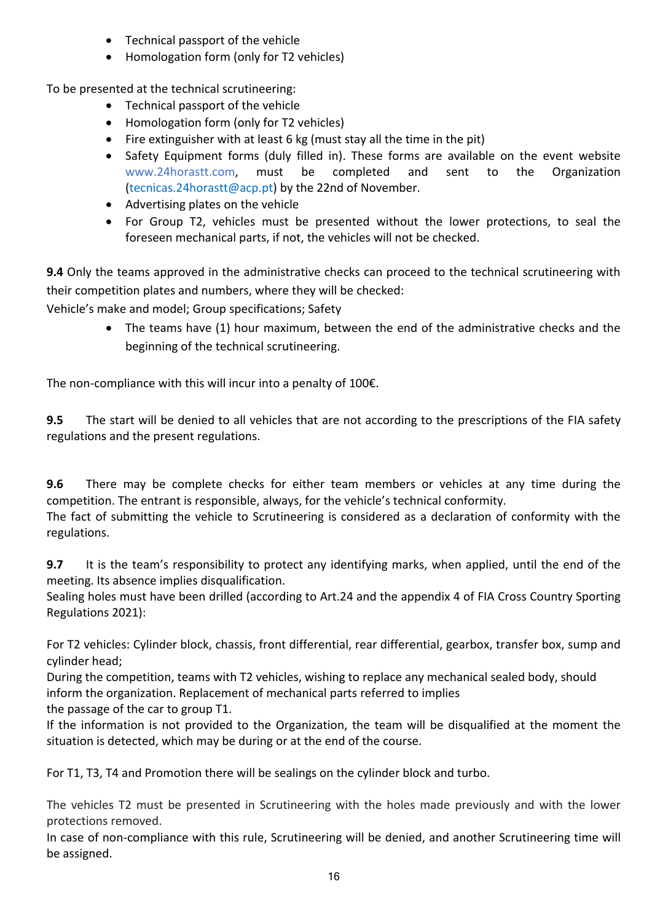- Technical passport of the vehicle
- Homologation form (only for T2 vehicles)

To be presented at the technical scrutineering:

- Technical passport of the vehicle
- Homologation form (only for T2 vehicles)
- Fire extinguisher with at least 6 kg (must stay all the time in the pit)
- Safety Equipment forms (duly filled in). These forms are available on the event website www.24horastt.com, must be completed and sent to the Organization (tecnicas.24horastt@acp.pt) by the 22nd of November.
- Advertising plates on the vehicle
- For Group T2, vehicles must be presented without the lower protections, to seal the foreseen mechanical parts, if not, the vehicles will not be checked.

**9.4** Only the teams approved in the administrative checks can proceed to the technical scrutineering with their competition plates and numbers, where they will be checked:

Vehicle's make and model; Group specifications; Safety

- The teams have (1) hour maximum, between the end of the administrative checks and the beginning of the technical scrutineering.

The non-compliance with this will incur into a penalty of 100€.

**9.5** The start will be denied to all vehicles that are not according to the prescriptions of the FIA safety regulations and the present regulations.

**9.6** There may be complete checks for either team members or vehicles at any time during the competition. The entrant is responsible, always, for the vehicle's technical conformity.

The fact of submitting the vehicle to Scrutineering is considered as a declaration of conformity with the regulations.

**9.7** It is the team's responsibility to protect any identifying marks, when applied, until the end of the meeting. Its absence implies disqualification.

Sealing holes must have been drilled (according to Art.24 and the appendix 4 of FIA Cross Country Sporting Regulations 2021):

For T2 vehicles: Cylinder block, chassis, front differential, rear differential, gearbox, transfer box, sump and cylinder head;

During the competition, teams with T2 vehicles, wishing to replace any mechanical sealed body, should inform the organization. Replacement of mechanical parts referred to implies the passage of the car to group T1.

If the information is not provided to the Organization, the team will be disqualified at the moment the situation is detected, which may be during or at the end of the course.

For T1, T3, T4 and Promotion there will be sealings on the cylinder block and turbo.

The vehicles T2 must be presented in Scrutineering with the holes made previously and with the lower protections removed.

In case of non-compliance with this rule, Scrutineering will be denied, and another Scrutineering time will be assigned.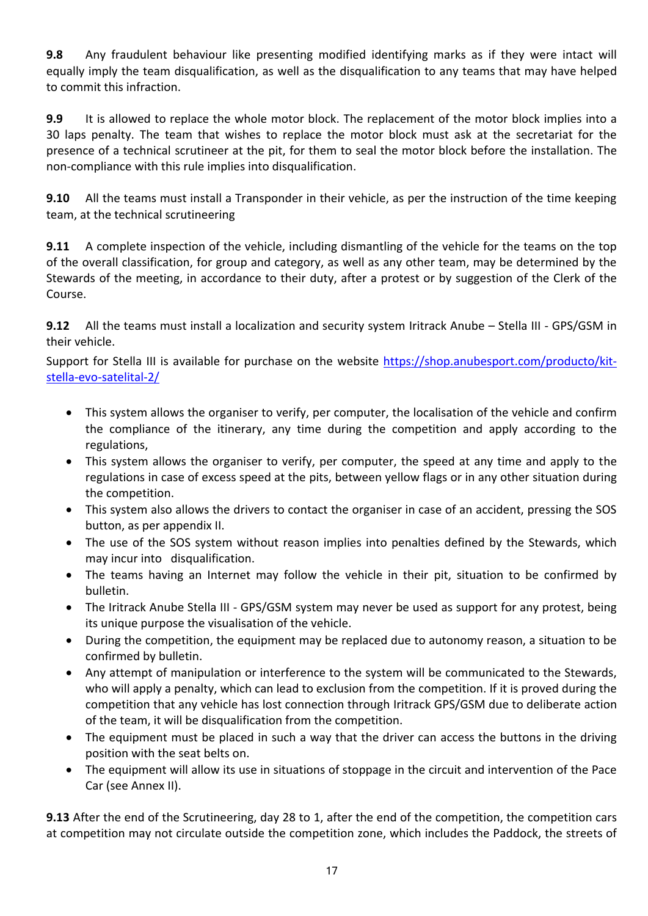**9.8** Any fraudulent behaviour like presenting modified identifying marks as if they were intact will equally imply the team disqualification, as well as the disqualification to any teams that may have helped to commit this infraction.

**9.9** It is allowed to replace the whole motor block. The replacement of the motor block implies into a 30 laps penalty. The team that wishes to replace the motor block must ask at the secretariat for the presence of a technical scrutineer at the pit, for them to seal the motor block before the installation. The non-compliance with this rule implies into disqualification.

**9.10** All the teams must install a Transponder in their vehicle, as per the instruction of the time keeping team, at the technical scrutineering

**9.11** A complete inspection of the vehicle, including dismantling of the vehicle for the teams on the top of the overall classification, for group and category, as well as any other team, may be determined by the Stewards of the meeting, in accordance to their duty, after a protest or by suggestion of the Clerk of the Course.

**9.12** All the teams must install a localization and security system Iritrack Anube – Stella III - GPS/GSM in their vehicle.

Support for Stella III is available for purchase on the website https://shop.anubesport.com/producto/kit-stella-evo-satelital-2/

- This system allows the organiser to verify, per computer, the localisation of the vehicle and confirm the compliance of the itinerary, any time during the competition and apply according to the regulations,
- This system allows the organiser to verify, per computer, the speed at any time and apply to the regulations in case of excess speed at the pits, between yellow flags or in any other situation during the competition.
- This system also allows the drivers to contact the organiser in case of an accident, pressing the SOS button, as per appendix II.
- The use of the SOS system without reason implies into penalties defined by the Stewards, which may incur into disqualification.
- The teams having an Internet may follow the vehicle in their pit, situation to be confirmed by bulletin.
- The Iritrack Anube Stella III - GPS/GSM system may never be used as support for any protest, being its unique purpose the visualisation of the vehicle.
- During the competition, the equipment may be replaced due to autonomy reason, a situation to be confirmed by bulletin.
- Any attempt of manipulation or interference to the system will be communicated to the Stewards, who will apply a penalty, which can lead to exclusion from the competition. If it is proved during the competition that any vehicle has lost connection through Iritrack GPS/GSM due to deliberate action of the team, it will be disqualification from the competition.
- The equipment must be placed in such a way that the driver can access the buttons in the driving position with the seat belts on.
- The equipment will allow its use in situations of stoppage in the circuit and intervention of the Pace Car (see Annex II).

**9.13** After the end of the Scrutineering, day 28 to 1, after the end of the competition, the competition cars at competition may not circulate outside the competition zone, which includes the Paddock, the streets of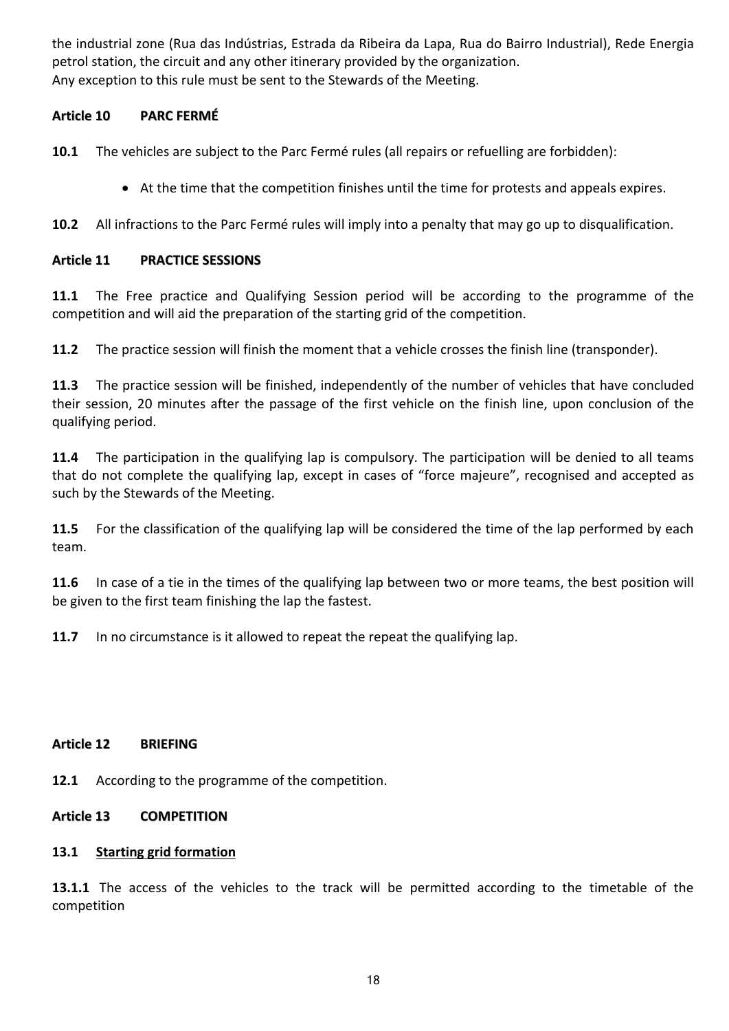the industrial zone (Rua das Indústrias, Estrada da Ribeira da Lapa, Rua do Bairro Industrial), Rede Energia petrol station, the circuit and any other itinerary provided by the organization.
Any exception to this rule must be sent to the Stewards of the Meeting.

## Article 10 PARC FERMÉ

**10.1** The vehicles are subject to the Parc Fermé rules (all repairs or refuelling are forbidden):

- At the time that the competition finishes until the time for protests and appeals expires.

**10.2** All infractions to the Parc Fermé rules will imply into a penalty that may go up to disqualification.

## Article 11 PRACTICE SESSIONS

**11.1** The Free practice and Qualifying Session period will be according to the programme of the competition and will aid the preparation of the starting grid of the competition.

**11.2** The practice session will finish the moment that a vehicle crosses the finish line (transponder).

**11.3** The practice session will be finished, independently of the number of vehicles that have concluded their session, 20 minutes after the passage of the first vehicle on the finish line, upon conclusion of the qualifying period.

**11.4** The participation in the qualifying lap is compulsory. The participation will be denied to all teams that do not complete the qualifying lap, except in cases of "force majeure", recognised and accepted as such by the Stewards of the Meeting.

**11.5** For the classification of the qualifying lap will be considered the time of the lap performed by each team.

**11.6** In case of a tie in the times of the qualifying lap between two or more teams, the best position will be given to the first team finishing the lap the fastest.

**11.7** In no circumstance is it allowed to repeat the repeat the qualifying lap.

## Article 12 BRIEFING

**12.1** According to the programme of the competition.

## Article 13 COMPETITION

### 13.1 <u>Starting grid formation</u>

**13.1.1** The access of the vehicles to the track will be permitted according to the timetable of the competition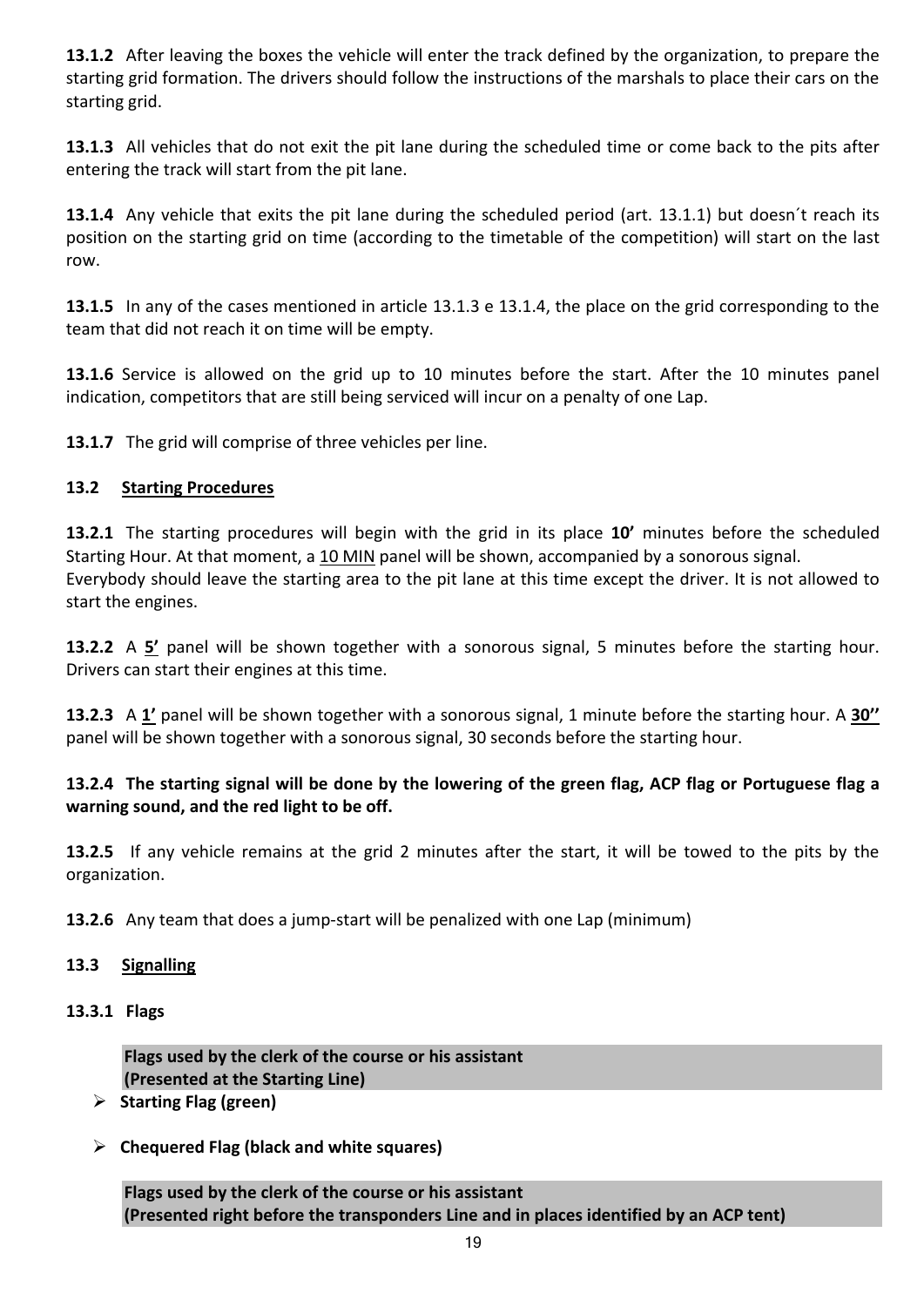**13.1.2** After leaving the boxes the vehicle will enter the track defined by the organization, to prepare the starting grid formation. The drivers should follow the instructions of the marshals to place their cars on the starting grid.

**13.1.3** All vehicles that do not exit the pit lane during the scheduled time or come back to the pits after entering the track will start from the pit lane.

**13.1.4** Any vehicle that exits the pit lane during the scheduled period (art. 13.1.1) but doesn´t reach its position on the starting grid on time (according to the timetable of the competition) will start on the last row.

**13.1.5** In any of the cases mentioned in article 13.1.3 e 13.1.4, the place on the grid corresponding to the team that did not reach it on time will be empty.

**13.1.6** Service is allowed on the grid up to 10 minutes before the start. After the 10 minutes panel indication, competitors that are still being serviced will incur on a penalty of one Lap.

**13.1.7** The grid will comprise of three vehicles per line.

### 13.2 Starting Procedures

**13.2.1** The starting procedures will begin with the grid in its place **10'** minutes before the scheduled Starting Hour. At that moment, a 10 MIN panel will be shown, accompanied by a sonorous signal.
Everybody should leave the starting area to the pit lane at this time except the driver. It is not allowed to start the engines.

**13.2.2** A **5'** panel will be shown together with a sonorous signal, 5 minutes before the starting hour. Drivers can start their engines at this time.

**13.2.3** A **1'** panel will be shown together with a sonorous signal, 1 minute before the starting hour. A **30''** panel will be shown together with a sonorous signal, 30 seconds before the starting hour.

**13.2.4 The starting signal will be done by the lowering of the green flag, ACP flag or Portuguese flag a warning sound, and the red light to be off.**

**13.2.5** If any vehicle remains at the grid 2 minutes after the start, it will be towed to the pits by the organization.

**13.2.6** Any team that does a jump-start will be penalized with one Lap (minimum)

### 13.3 Signalling

#### 13.3.1 Flags

**Flags used by the clerk of the course or his assistant (Presented at the Starting Line)**

- **Starting Flag (green)**
- **Chequered Flag (black and white squares)**

**Flags used by the clerk of the course or his assistant (Presented right before the transponders Line and in places identified by an ACP tent)**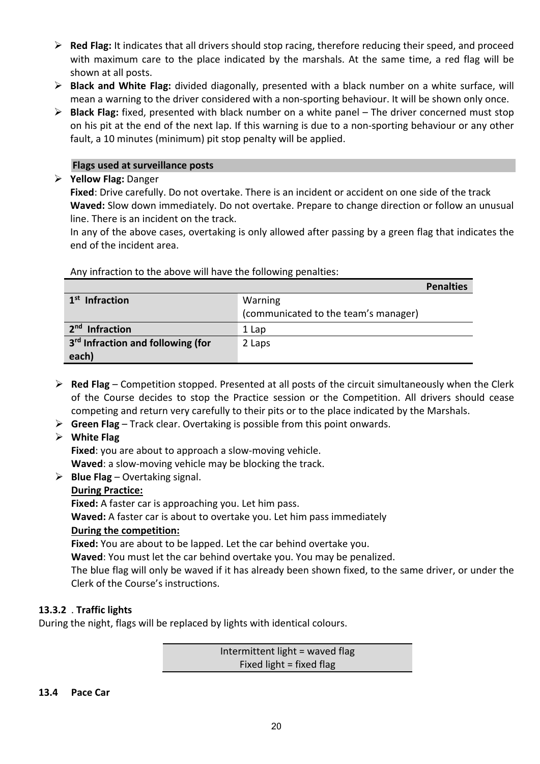- **Red Flag:** It indicates that all drivers should stop racing, therefore reducing their speed, and proceed with maximum care to the place indicated by the marshals. At the same time, a red flag will be shown at all posts.
- **Black and White Flag:** divided diagonally, presented with a black number on a white surface, will mean a warning to the driver considered with a non-sporting behaviour. It will be shown only once.
- **Black Flag:** fixed, presented with black number on a white panel – The driver concerned must stop on his pit at the end of the next lap. If this warning is due to a non-sporting behaviour or any other fault, a 10 minutes (minimum) pit stop penalty will be applied.

**Flags used at surveillance posts**

- **Yellow Flag:** Danger

  **Fixed**: Drive carefully. Do not overtake. There is an incident or accident on one side of the track

  **Waved:** Slow down immediately. Do not overtake. Prepare to change direction or follow an unusual line. There is an incident on the track.

  In any of the above cases, overtaking is only allowed after passing by a green flag that indicates the end of the incident area.

  Any infraction to the above will have the following penalties:

| | **Penalties** |
|---|---|
| **1st Infraction** | Warning (communicated to the team's manager) |
| **2nd Infraction** | 1 Lap |
| **3rd Infraction and following (for each)** | 2 Laps |

- **Red Flag** – Competition stopped. Presented at all posts of the circuit simultaneously when the Clerk of the Course decides to stop the Practice session or the Competition. All drivers should cease competing and return very carefully to their pits or to the place indicated by the Marshals.
- **Green Flag** – Track clear. Overtaking is possible from this point onwards.
- **White Flag**

  **Fixed**: you are about to approach a slow-moving vehicle.

  **Waved**: a slow-moving vehicle may be blocking the track.
- **Blue Flag** – Overtaking signal.

  **During Practice:**

  **Fixed:** A faster car is approaching you. Let him pass.

  **Waved:** A faster car is about to overtake you. Let him pass immediately

  **During the competition:**

  **Fixed:** You are about to be lapped. Let the car behind overtake you.

  **Waved**: You must let the car behind overtake you. You may be penalized.

  The blue flag will only be waved if it has already been shown fixed, to the same driver, or under the Clerk of the Course's instructions.

### 13.3.2 . Traffic lights

During the night, flags will be replaced by lights with identical colours.

| |
|---|
| Intermittent light = waved flag |
| Fixed light = fixed flag |

## 13.4 Pace Car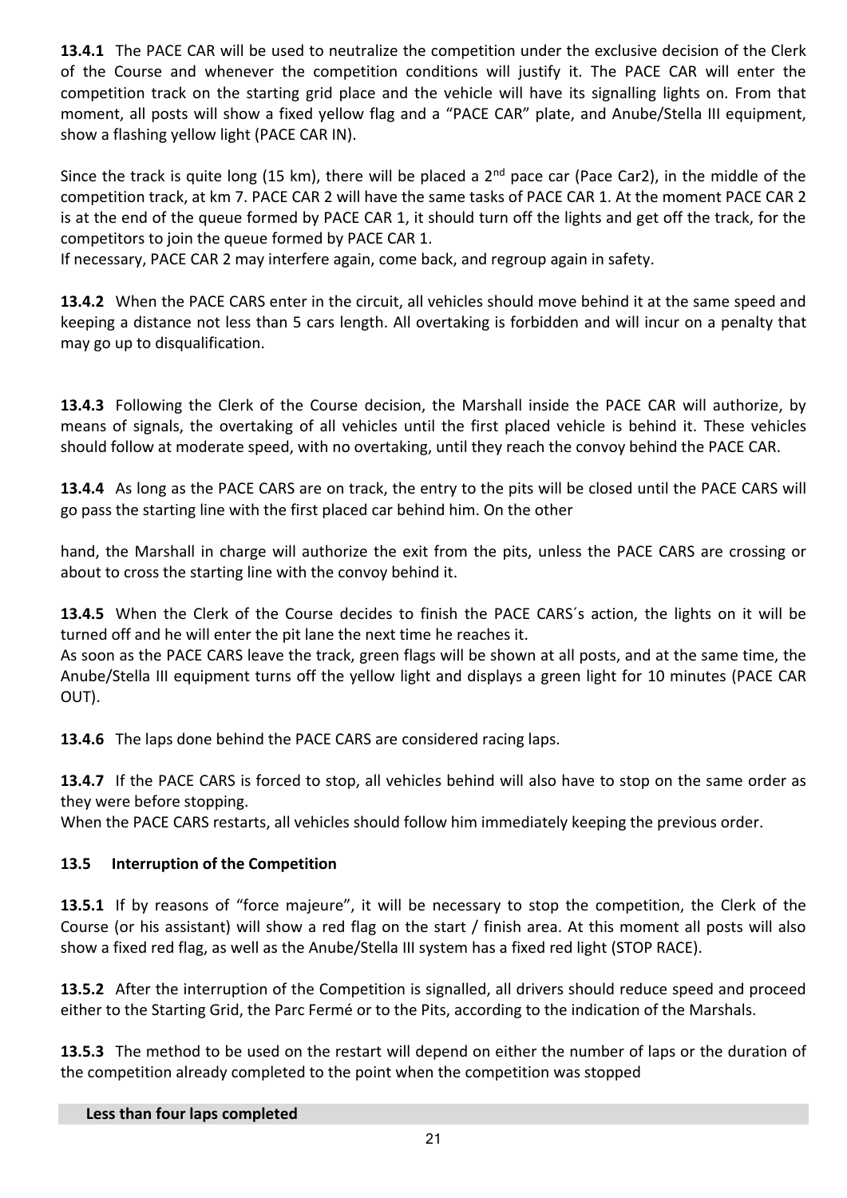**13.4.1** The PACE CAR will be used to neutralize the competition under the exclusive decision of the Clerk of the Course and whenever the competition conditions will justify it. The PACE CAR will enter the competition track on the starting grid place and the vehicle will have its signalling lights on. From that moment, all posts will show a fixed yellow flag and a "PACE CAR" plate, and Anube/Stella III equipment, show a flashing yellow light (PACE CAR IN).

Since the track is quite long (15 km), there will be placed a 2nd pace car (Pace Car2), in the middle of the competition track, at km 7. PACE CAR 2 will have the same tasks of PACE CAR 1. At the moment PACE CAR 2 is at the end of the queue formed by PACE CAR 1, it should turn off the lights and get off the track, for the competitors to join the queue formed by PACE CAR 1.
If necessary, PACE CAR 2 may interfere again, come back, and regroup again in safety.

**13.4.2** When the PACE CARS enter in the circuit, all vehicles should move behind it at the same speed and keeping a distance not less than 5 cars length. All overtaking is forbidden and will incur on a penalty that may go up to disqualification.

**13.4.3** Following the Clerk of the Course decision, the Marshall inside the PACE CAR will authorize, by means of signals, the overtaking of all vehicles until the first placed vehicle is behind it. These vehicles should follow at moderate speed, with no overtaking, until they reach the convoy behind the PACE CAR.

**13.4.4** As long as the PACE CARS are on track, the entry to the pits will be closed until the PACE CARS will go pass the starting line with the first placed car behind him. On the other

hand, the Marshall in charge will authorize the exit from the pits, unless the PACE CARS are crossing or about to cross the starting line with the convoy behind it.

**13.4.5** When the Clerk of the Course decides to finish the PACE CARS´s action, the lights on it will be turned off and he will enter the pit lane the next time he reaches it.
As soon as the PACE CARS leave the track, green flags will be shown at all posts, and at the same time, the Anube/Stella III equipment turns off the yellow light and displays a green light for 10 minutes (PACE CAR OUT).

**13.4.6** The laps done behind the PACE CARS are considered racing laps.

**13.4.7** If the PACE CARS is forced to stop, all vehicles behind will also have to stop on the same order as they were before stopping.
When the PACE CARS restarts, all vehicles should follow him immediately keeping the previous order.

**13.5 Interruption of the Competition**

**13.5.1** If by reasons of "force majeure", it will be necessary to stop the competition, the Clerk of the Course (or his assistant) will show a red flag on the start / finish area. At this moment all posts will also show a fixed red flag, as well as the Anube/Stella III system has a fixed red light (STOP RACE).

**13.5.2** After the interruption of the Competition is signalled, all drivers should reduce speed and proceed either to the Starting Grid, the Parc Fermé or to the Pits, according to the indication of the Marshals.

**13.5.3** The method to be used on the restart will depend on either the number of laps or the duration of the competition already completed to the point when the competition was stopped

**Less than four laps completed**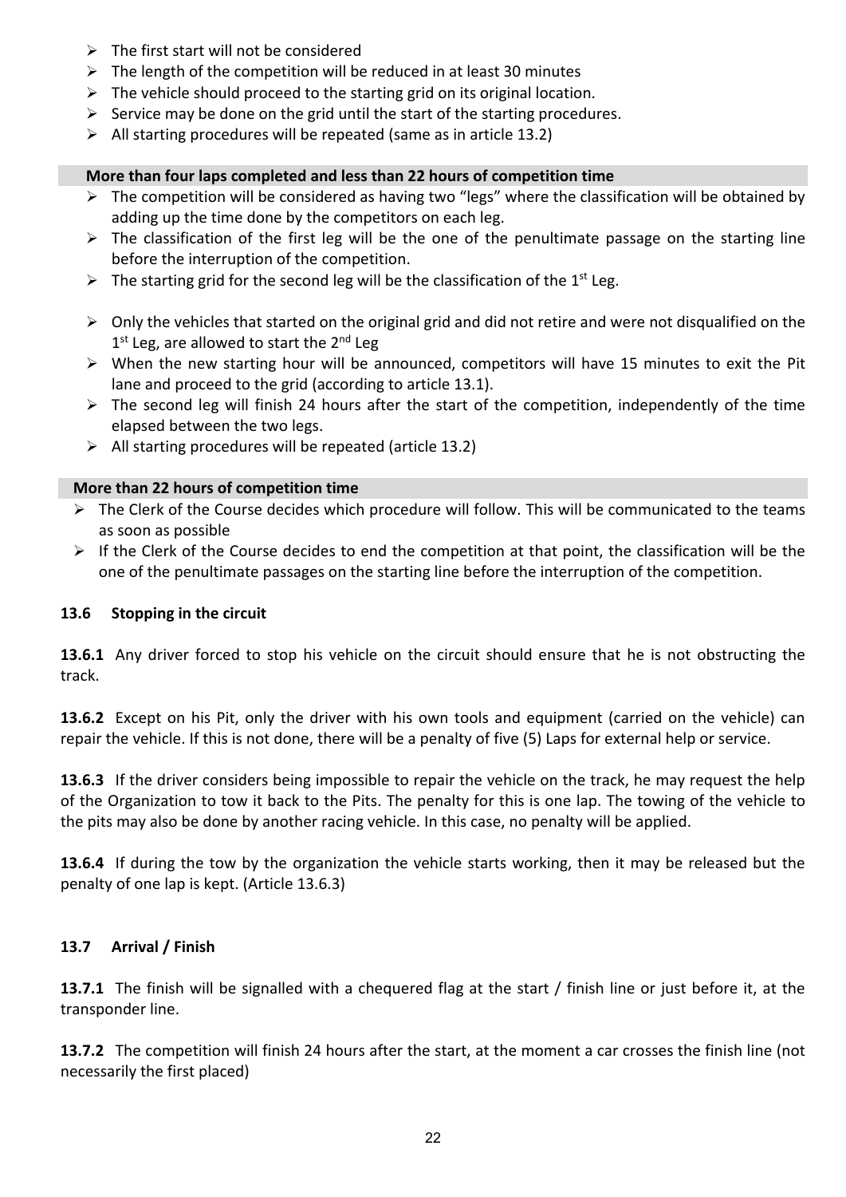- The first start will not be considered
- The length of the competition will be reduced in at least 30 minutes
- The vehicle should proceed to the starting grid on its original location.
- Service may be done on the grid until the start of the starting procedures.
- All starting procedures will be repeated (same as in article 13.2)

**More than four laps completed and less than 22 hours of competition time**

- The competition will be considered as having two "legs" where the classification will be obtained by adding up the time done by the competitors on each leg.
- The classification of the first leg will be the one of the penultimate passage on the starting line before the interruption of the competition.
- The starting grid for the second leg will be the classification of the 1st Leg.
- Only the vehicles that started on the original grid and did not retire and were not disqualified on the 1st Leg, are allowed to start the 2nd Leg
- When the new starting hour will be announced, competitors will have 15 minutes to exit the Pit lane and proceed to the grid (according to article 13.1).
- The second leg will finish 24 hours after the start of the competition, independently of the time elapsed between the two legs.
- All starting procedures will be repeated (article 13.2)

**More than 22 hours of competition time**

- The Clerk of the Course decides which procedure will follow. This will be communicated to the teams as soon as possible
- If the Clerk of the Course decides to end the competition at that point, the classification will be the one of the penultimate passages on the starting line before the interruption of the competition.

### 13.6 Stopping in the circuit

**13.6.1** Any driver forced to stop his vehicle on the circuit should ensure that he is not obstructing the track.

**13.6.2** Except on his Pit, only the driver with his own tools and equipment (carried on the vehicle) can repair the vehicle. If this is not done, there will be a penalty of five (5) Laps for external help or service.

**13.6.3** If the driver considers being impossible to repair the vehicle on the track, he may request the help of the Organization to tow it back to the Pits. The penalty for this is one lap. The towing of the vehicle to the pits may also be done by another racing vehicle. In this case, no penalty will be applied.

**13.6.4** If during the tow by the organization the vehicle starts working, then it may be released but the penalty of one lap is kept. (Article 13.6.3)

### 13.7 Arrival / Finish

**13.7.1** The finish will be signalled with a chequered flag at the start / finish line or just before it, at the transponder line.

**13.7.2** The competition will finish 24 hours after the start, at the moment a car crosses the finish line (not necessarily the first placed)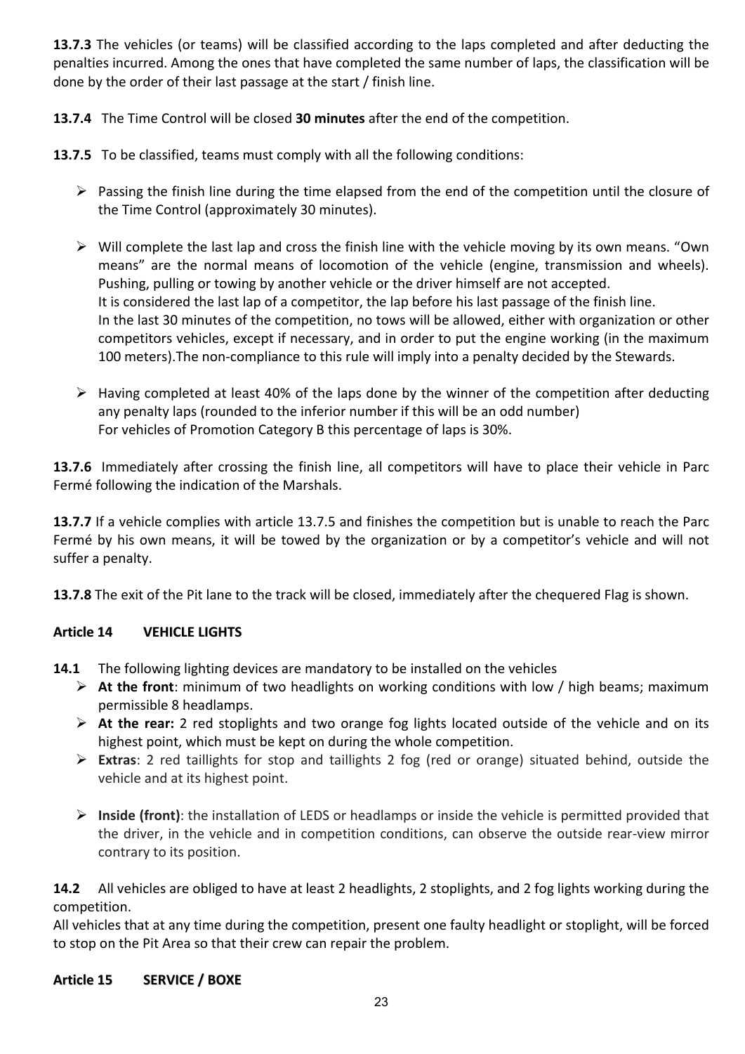**13.7.3** The vehicles (or teams) will be classified according to the laps completed and after deducting the penalties incurred. Among the ones that have completed the same number of laps, the classification will be done by the order of their last passage at the start / finish line.

**13.7.4** The Time Control will be closed **30 minutes** after the end of the competition.

**13.7.5** To be classified, teams must comply with all the following conditions:

- Passing the finish line during the time elapsed from the end of the competition until the closure of the Time Control (approximately 30 minutes).
- Will complete the last lap and cross the finish line with the vehicle moving by its own means. "Own means" are the normal means of locomotion of the vehicle (engine, transmission and wheels). Pushing, pulling or towing by another vehicle or the driver himself are not accepted.
  It is considered the last lap of a competitor, the lap before his last passage of the finish line.
  In the last 30 minutes of the competition, no tows will be allowed, either with organization or other competitors vehicles, except if necessary, and in order to put the engine working (in the maximum 100 meters).The non-compliance to this rule will imply into a penalty decided by the Stewards.
- Having completed at least 40% of the laps done by the winner of the competition after deducting any penalty laps (rounded to the inferior number if this will be an odd number)
  For vehicles of Promotion Category B this percentage of laps is 30%.

**13.7.6** Immediately after crossing the finish line, all competitors will have to place their vehicle in Parc Fermé following the indication of the Marshals.

**13.7.7** If a vehicle complies with article 13.7.5 and finishes the competition but is unable to reach the Parc Fermé by his own means, it will be towed by the organization or by a competitor's vehicle and will not suffer a penalty.

**13.7.8** The exit of the Pit lane to the track will be closed, immediately after the chequered Flag is shown.

## Article 14 VEHICLE LIGHTS

**14.1** The following lighting devices are mandatory to be installed on the vehicles

- **At the front**: minimum of two headlights on working conditions with low / high beams; maximum permissible 8 headlamps.
- **At the rear:** 2 red stoplights and two orange fog lights located outside of the vehicle and on its highest point, which must be kept on during the whole competition.
- **Extras**: 2 red taillights for stop and taillights 2 fog (red or orange) situated behind, outside the vehicle and at its highest point.
- **Inside (front)**: the installation of LEDS or headlamps or inside the vehicle is permitted provided that the driver, in the vehicle and in competition conditions, can observe the outside rear-view mirror contrary to its position.

**14.2** All vehicles are obliged to have at least 2 headlights, 2 stoplights, and 2 fog lights working during the competition.
All vehicles that at any time during the competition, present one faulty headlight or stoplight, will be forced to stop on the Pit Area so that their crew can repair the problem.

## Article 15 SERVICE / BOXE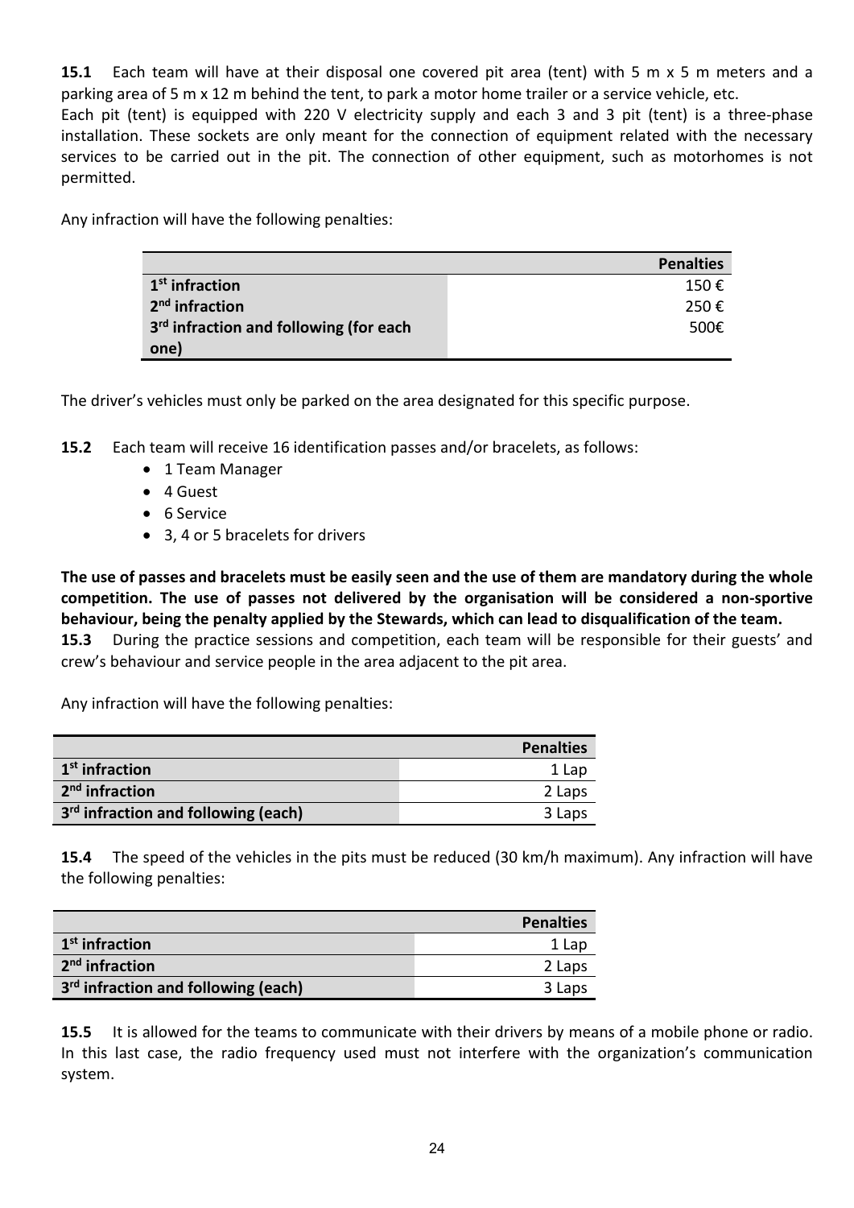**15.1** Each team will have at their disposal one covered pit area (tent) with 5 m x 5 m meters and a parking area of 5 m x 12 m behind the tent, to park a motor home trailer or a service vehicle, etc.
Each pit (tent) is equipped with 220 V electricity supply and each 3 and 3 pit (tent) is a three-phase installation. These sockets are only meant for the connection of equipment related with the necessary services to be carried out in the pit. The connection of other equipment, such as motorhomes is not permitted.

Any infraction will have the following penalties:

| | **Penalties** |
|---|---|
| **1st infraction** | 150 € |
| **2nd infraction** | 250 € |
| **3rd infraction and following (for each one)** | 500€ |

The driver's vehicles must only be parked on the area designated for this specific purpose.

**15.2** Each team will receive 16 identification passes and/or bracelets, as follows:

- 1 Team Manager
- 4 Guest
- 6 Service
- 3, 4 or 5 bracelets for drivers

**The use of passes and bracelets must be easily seen and the use of them are mandatory during the whole competition. The use of passes not delivered by the organisation will be considered a non-sportive behaviour, being the penalty applied by the Stewards, which can lead to disqualification of the team.**

**15.3** During the practice sessions and competition, each team will be responsible for their guests' and crew's behaviour and service people in the area adjacent to the pit area.

Any infraction will have the following penalties:

| | **Penalties** |
|---|---|
| **1st infraction** | 1 Lap |
| **2nd infraction** | 2 Laps |
| **3rd infraction and following (each)** | 3 Laps |

**15.4** The speed of the vehicles in the pits must be reduced (30 km/h maximum). Any infraction will have the following penalties:

| | **Penalties** |
|---|---|
| **1st infraction** | 1 Lap |
| **2nd infraction** | 2 Laps |
| **3rd infraction and following (each)** | 3 Laps |

**15.5** It is allowed for the teams to communicate with their drivers by means of a mobile phone or radio. In this last case, the radio frequency used must not interfere with the organization's communication system.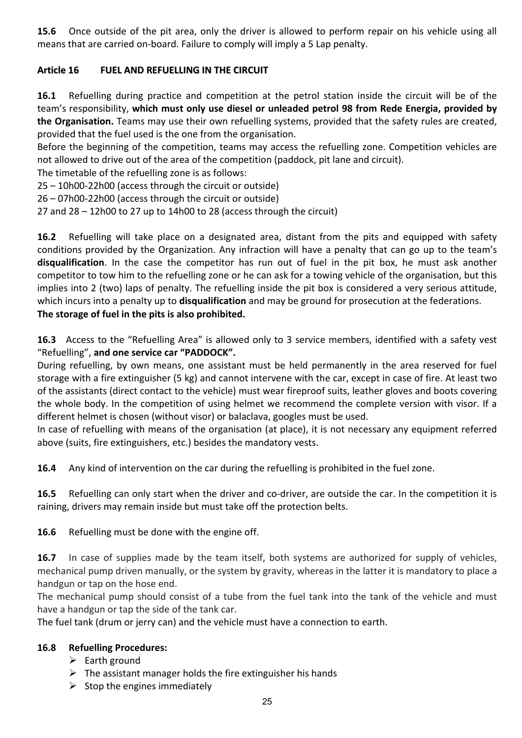**15.6** Once outside of the pit area, only the driver is allowed to perform repair on his vehicle using all means that are carried on-board. Failure to comply will imply a 5 Lap penalty.

## Article 16 FUEL AND REFUELLING IN THE CIRCUIT

**16.1** Refuelling during practice and competition at the petrol station inside the circuit will be of the team's responsibility, **which must only use diesel or unleaded petrol 98 from Rede Energia, provided by the Organisation.** Teams may use their own refuelling systems, provided that the safety rules are created, provided that the fuel used is the one from the organisation.

Before the beginning of the competition, teams may access the refuelling zone. Competition vehicles are not allowed to drive out of the area of the competition (paddock, pit lane and circuit).

The timetable of the refuelling zone is as follows:

25 – 10h00-22h00 (access through the circuit or outside)

26 – 07h00-22h00 (access through the circuit or outside)

27 and 28 – 12h00 to 27 up to 14h00 to 28 (access through the circuit)

**16.2** Refuelling will take place on a designated area, distant from the pits and equipped with safety conditions provided by the Organization. Any infraction will have a penalty that can go up to the team's **disqualification**. In the case the competitor has run out of fuel in the pit box, he must ask another competitor to tow him to the refuelling zone or he can ask for a towing vehicle of the organisation, but this implies into 2 (two) laps of penalty. The refuelling inside the pit box is considered a very serious attitude, which incurs into a penalty up to **disqualification** and may be ground for prosecution at the federations.

**The storage of fuel in the pits is also prohibited.**

**16.3** Access to the "Refuelling Area" is allowed only to 3 service members, identified with a safety vest "Refuelling", **and one service car "PADDOCK".**

During refuelling, by own means, one assistant must be held permanently in the area reserved for fuel storage with a fire extinguisher (5 kg) and cannot intervene with the car, except in case of fire. At least two of the assistants (direct contact to the vehicle) must wear fireproof suits, leather gloves and boots covering the whole body. In the competition of using helmet we recommend the complete version with visor. If a different helmet is chosen (without visor) or balaclava, googles must be used.

In case of refuelling with means of the organisation (at place), it is not necessary any equipment referred above (suits, fire extinguishers, etc.) besides the mandatory vests.

**16.4** Any kind of intervention on the car during the refuelling is prohibited in the fuel zone.

**16.5** Refuelling can only start when the driver and co-driver, are outside the car. In the competition it is raining, drivers may remain inside but must take off the protection belts.

**16.6** Refuelling must be done with the engine off.

**16.7** In case of supplies made by the team itself, both systems are authorized for supply of vehicles, mechanical pump driven manually, or the system by gravity, whereas in the latter it is mandatory to place a handgun or tap on the hose end.

The mechanical pump should consist of a tube from the fuel tank into the tank of the vehicle and must have a handgun or tap the side of the tank car.

The fuel tank (drum or jerry can) and the vehicle must have a connection to earth.

**16.8 Refuelling Procedures:**

- Earth ground
- The assistant manager holds the fire extinguisher his hands
- Stop the engines immediately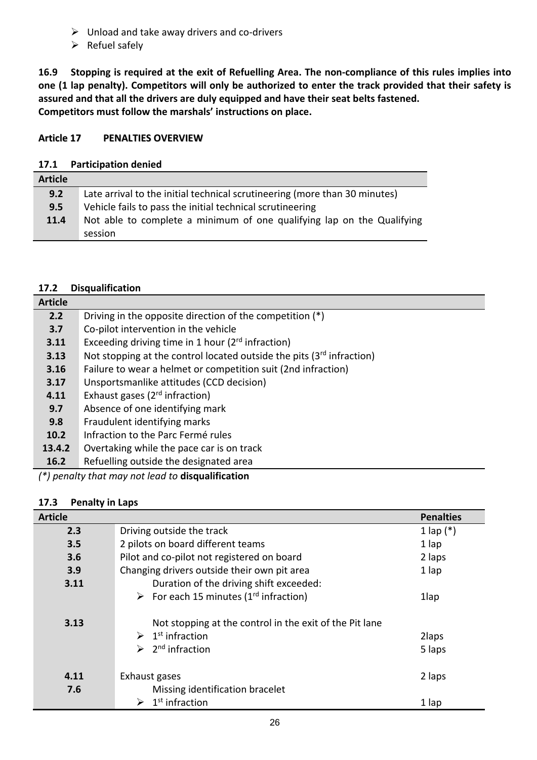- ➢ Unload and take away drivers and co-drivers
- ➢ Refuel safely

**16.9 Stopping is required at the exit of Refuelling Area. The non-compliance of this rules implies into one (1 lap penalty). Competitors will only be authorized to enter the track provided that their safety is assured and that all the drivers are duly equipped and have their seat belts fastened.**
**Competitors must follow the marshals' instructions on place.**

## Article 17 PENALTIES OVERVIEW

### 17.1 Participation denied

| Article | |
|---|---|
| 9.2 | Late arrival to the initial technical scrutineering (more than 30 minutes) |
| 9.5 | Vehicle fails to pass the initial technical scrutineering |
| 11.4 | Not able to complete a minimum of one qualifying lap on the Qualifying session |

### 17.2 Disqualification

| Article | |
|---|---|
| 2.2 | Driving in the opposite direction of the competition (*) |
| 3.7 | Co-pilot intervention in the vehicle |
| 3.11 | Exceeding driving time in 1 hour (2rd infraction) |
| 3.13 | Not stopping at the control located outside the pits (3rd infraction) |
| 3.16 | Failure to wear a helmet or competition suit (2nd infraction) |
| 3.17 | Unsportsmanlike attitudes (CCD decision) |
| 4.11 | Exhaust gases (2rd infraction) |
| 9.7 | Absence of one identifying mark |
| 9.8 | Fraudulent identifying marks |
| 10.2 | Infraction to the Parc Fermé rules |
| 13.4.2 | Overtaking while the pace car is on track |
| 16.2 | Refuelling outside the designated area |

*(*) penalty that may not lead to* **disqualification**

### 17.3 Penalty in Laps

| Article | | Penalties |
|---|---|---|
| 2.3 | Driving outside the track | 1 lap (*) |
| 3.5 | 2 pilots on board different teams | 1 lap |
| 3.6 | Pilot and co-pilot not registered on board | 2 laps |
| 3.9 | Changing drivers outside their own pit area | 1 lap |
| 3.11 | Duration of the driving shift exceeded: | |
| | ➢ For each 15 minutes (1rd infraction) | 1lap |
| 3.13 | Not stopping at the control in the exit of the Pit lane | |
| | ➢ 1st infraction | 2laps |
| | ➢ 2nd infraction | 5 laps |
| 4.11 | Exhaust gases | 2 laps |
| 7.6 | Missing identification bracelet | |
| | ➢ 1st infraction | 1 lap |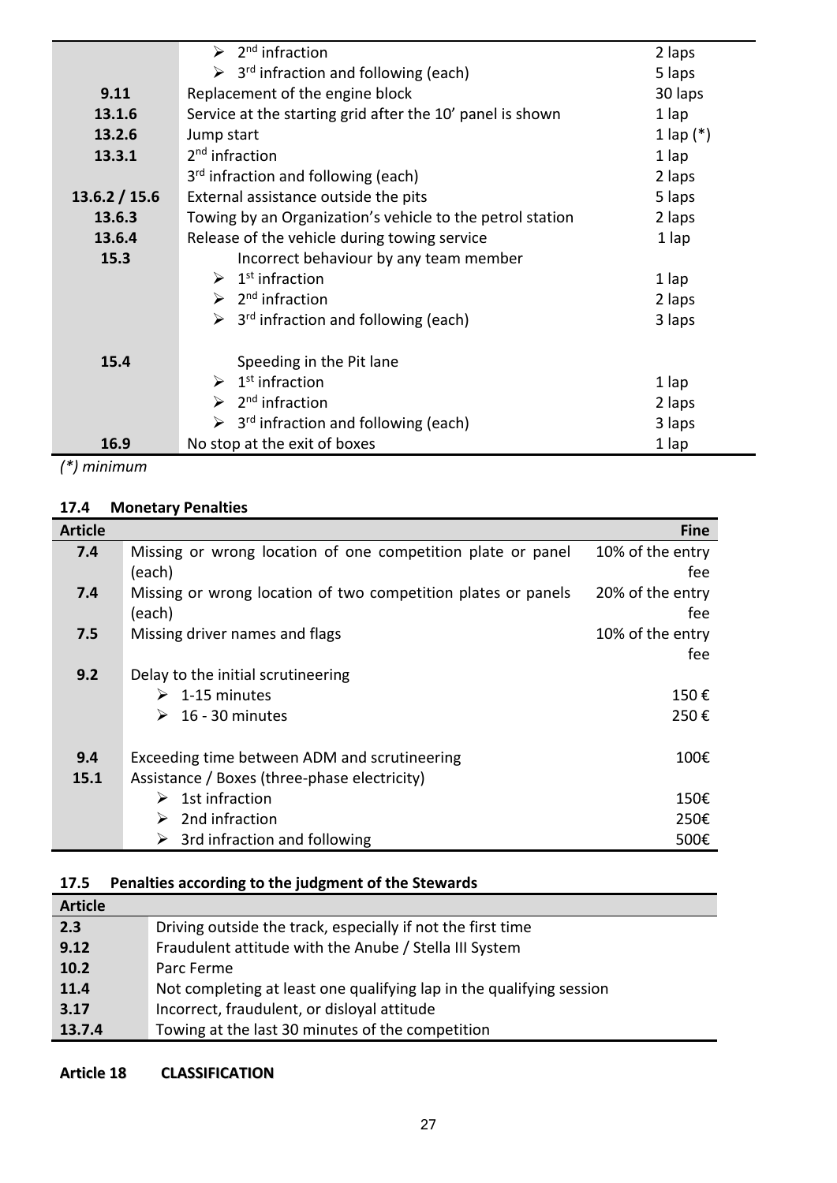| | | |
|---|---|---|
| | ➢ 2nd infraction | 2 laps |
| | ➢ 3rd infraction and following (each) | 5 laps |
| 9.11 | Replacement of the engine block | 30 laps |
| 13.1.6 | Service at the starting grid after the 10' panel is shown | 1 lap |
| 13.2.6 | Jump start | 1 lap (*) |
| 13.3.1 | 2nd infraction | 1 lap |
| | 3rd infraction and following (each) | 2 laps |
| 13.6.2 / 15.6 | External assistance outside the pits | 5 laps |
| 13.6.3 | Towing by an Organization's vehicle to the petrol station | 2 laps |
| 13.6.4 | Release of the vehicle during towing service | 1 lap |
| 15.3 | Incorrect behaviour by any team member | |
| | ➢ 1st infraction | 1 lap |
| | ➢ 2nd infraction | 2 laps |
| | ➢ 3rd infraction and following (each) | 3 laps |
| 15.4 | Speeding in the Pit lane | |
| | ➢ 1st infraction | 1 lap |
| | ➢ 2nd infraction | 2 laps |
| | ➢ 3rd infraction and following (each) | 3 laps |
| 16.9 | No stop at the exit of boxes | 1 lap |

*(*) minimum*

### 17.4 Monetary Penalties

| Article | | Fine |
|---|---|---|
| 7.4 | Missing or wrong location of one competition plate or panel (each) | 10% of the entry fee |
| 7.4 | Missing or wrong location of two competition plates or panels (each) | 20% of the entry fee |
| 7.5 | Missing driver names and flags | 10% of the entry fee |
| 9.2 | Delay to the initial scrutineering | |
| | ➢ 1-15 minutes | 150 € |
| | ➢ 16 - 30 minutes | 250 € |
| 9.4 | Exceeding time between ADM and scrutineering | 100€ |
| 15.1 | Assistance / Boxes (three-phase electricity) | |
| | ➢ 1st infraction | 150€ |
| | ➢ 2nd infraction | 250€ |
| | ➢ 3rd infraction and following | 500€ |

### 17.5 Penalties according to the judgment of the Stewards

| Article | |
|---|---|
| 2.3 | Driving outside the track, especially if not the first time |
| 9.12 | Fraudulent attitude with the Anube / Stella III System |
| 10.2 | Parc Ferme |
| 11.4 | Not completing at least one qualifying lap in the qualifying session |
| 3.17 | Incorrect, fraudulent, or disloyal attitude |
| 13.7.4 | Towing at the last 30 minutes of the competition |

## Article 18 CLASSIFICATION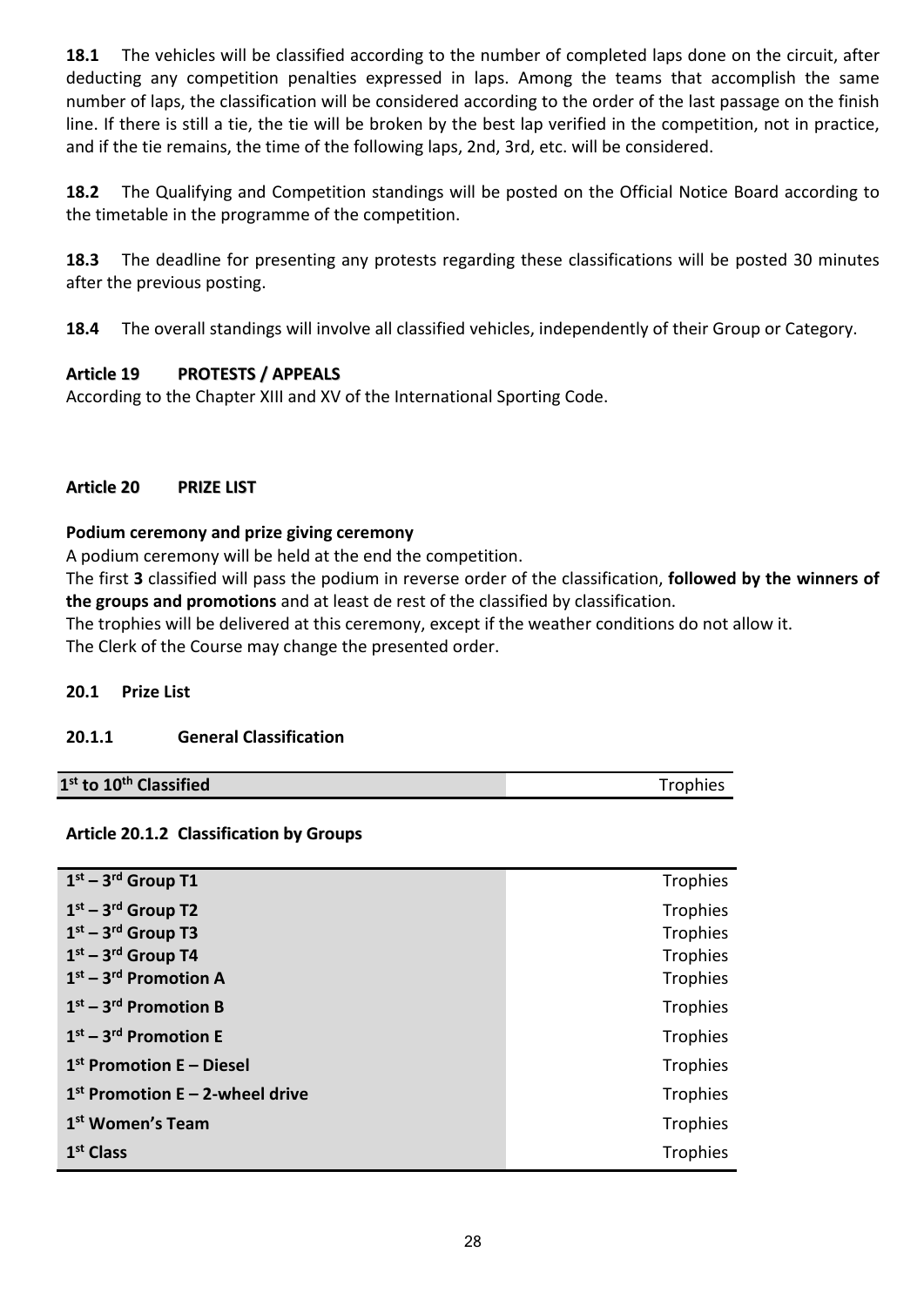**18.1** The vehicles will be classified according to the number of completed laps done on the circuit, after deducting any competition penalties expressed in laps. Among the teams that accomplish the same number of laps, the classification will be considered according to the order of the last passage on the finish line. If there is still a tie, the tie will be broken by the best lap verified in the competition, not in practice, and if the tie remains, the time of the following laps, 2nd, 3rd, etc. will be considered.

**18.2** The Qualifying and Competition standings will be posted on the Official Notice Board according to the timetable in the programme of the competition.

**18.3** The deadline for presenting any protests regarding these classifications will be posted 30 minutes after the previous posting.

**18.4** The overall standings will involve all classified vehicles, independently of their Group or Category.

## Article 19 PROTESTS / APPEALS

According to the Chapter XIII and XV of the International Sporting Code.

## Article 20 PRIZE LIST

**Podium ceremony and prize giving ceremony**

A podium ceremony will be held at the end the competition.

The first **3** classified will pass the podium in reverse order of the classification, **followed by the winners of the groups and promotions** and at least de rest of the classified by classification.

The trophies will be delivered at this ceremony, except if the weather conditions do not allow it.

The Clerk of the Course may change the presented order.

### 20.1 Prize List

#### 20.1.1 General Classification

| | |
|---|---|
| **1st to 10th Classified** | Trophies |

#### Article 20.1.2 Classification by Groups

| | |
|---|---|
| **1st – 3rd Group T1** | Trophies |
| **1st – 3rd Group T2** | Trophies |
| **1st – 3rd Group T3** | Trophies |
| **1st – 3rd Group T4** | Trophies |
| **1st – 3rd Promotion A** | Trophies |
| **1st – 3rd Promotion B** | Trophies |
| **1st – 3rd Promotion E** | Trophies |
| **1st Promotion E – Diesel** | Trophies |
| **1st Promotion E – 2-wheel drive** | Trophies |
| **1st Women's Team** | Trophies |
| **1st Class** | Trophies |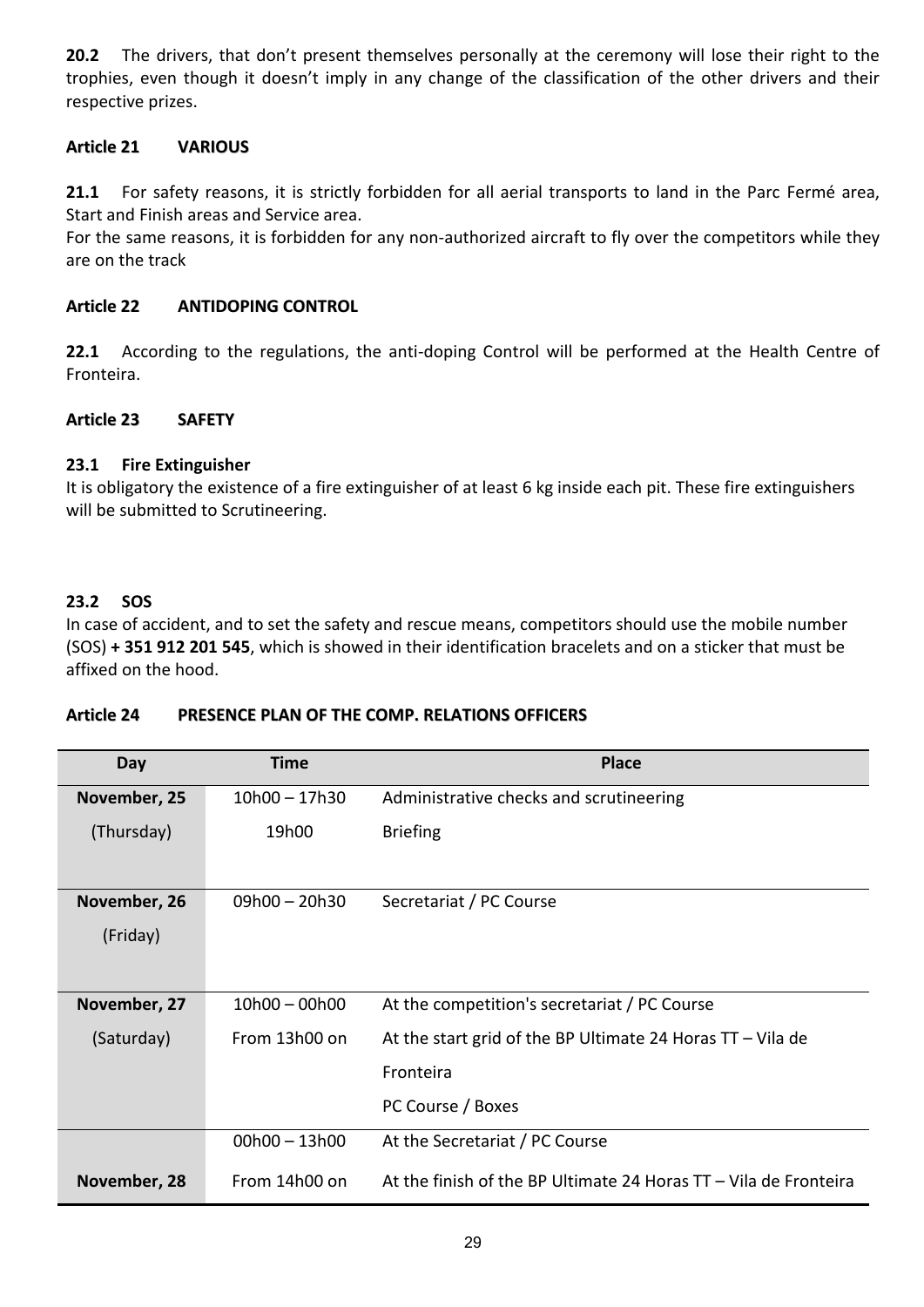**20.2** The drivers, that don't present themselves personally at the ceremony will lose their right to the trophies, even though it doesn't imply in any change of the classification of the other drivers and their respective prizes.

## Article 21 VARIOUS

**21.1** For safety reasons, it is strictly forbidden for all aerial transports to land in the Parc Fermé area, Start and Finish areas and Service area.
For the same reasons, it is forbidden for any non-authorized aircraft to fly over the competitors while they are on the track

## Article 22 ANTIDOPING CONTROL

**22.1** According to the regulations, the anti-doping Control will be performed at the Health Centre of Fronteira.

## Article 23 SAFETY

### 23.1 Fire Extinguisher

It is obligatory the existence of a fire extinguisher of at least 6 kg inside each pit. These fire extinguishers will be submitted to Scrutineering.

### 23.2 SOS

In case of accident, and to set the safety and rescue means, competitors should use the mobile number (SOS) **+ 351 912 201 545**, which is showed in their identification bracelets and on a sticker that must be affixed on the hood.

## Article 24 PRESENCE PLAN OF THE COMP. RELATIONS OFFICERS

| Day | Time | Place |
|---|---|---|
| **November, 25** (Thursday) | 10h00 – 17h30 | Administrative checks and scrutineering |
| | 19h00 | Briefing |
| **November, 26** (Friday) | 09h00 – 20h30 | Secretariat / PC Course |
| **November, 27** (Saturday) | 10h00 – 00h00 | At the competition's secretariat / PC Course |
| | From 13h00 on | At the start grid of the BP Ultimate 24 Horas TT – Vila de Fronteira |
| | | PC Course / Boxes |
| **November, 28** | 00h00 – 13h00 | At the Secretariat / PC Course |
| | From 14h00 on | At the finish of the BP Ultimate 24 Horas TT – Vila de Fronteira |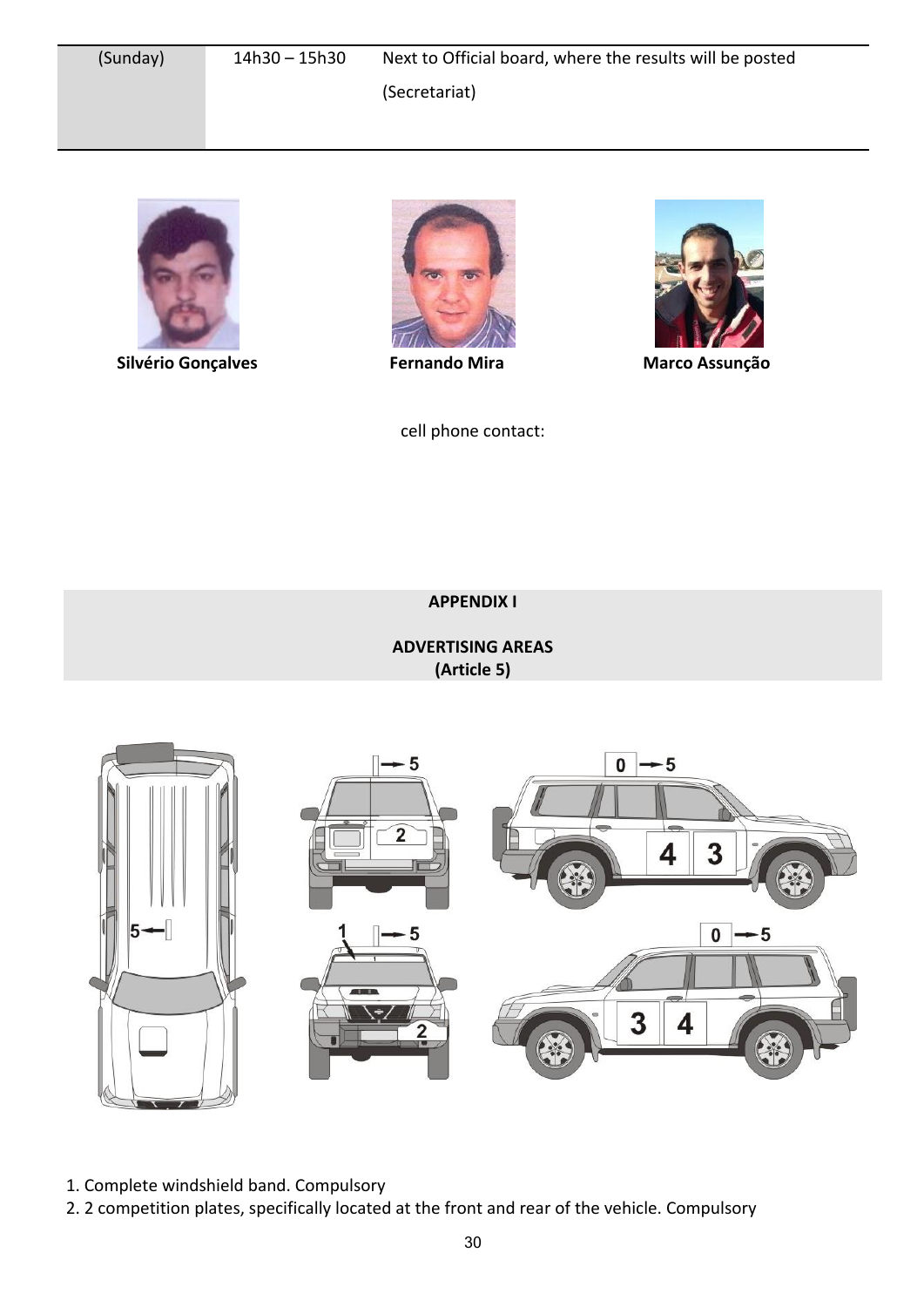| | | |
|---|---|---|
| (Sunday) | 14h30 – 15h30 | Next to Official board, where the results will be posted (Secretariat) |

**Silvério Gonçalves** **Fernando Mira** **Marco Assunção**

cell phone contact:

**APPENDIX I**

**ADVERTISING AREAS**
**(Article 5)**

1. Complete windshield band. Compulsory
2. 2 competition plates, specifically located at the front and rear of the vehicle. Compulsory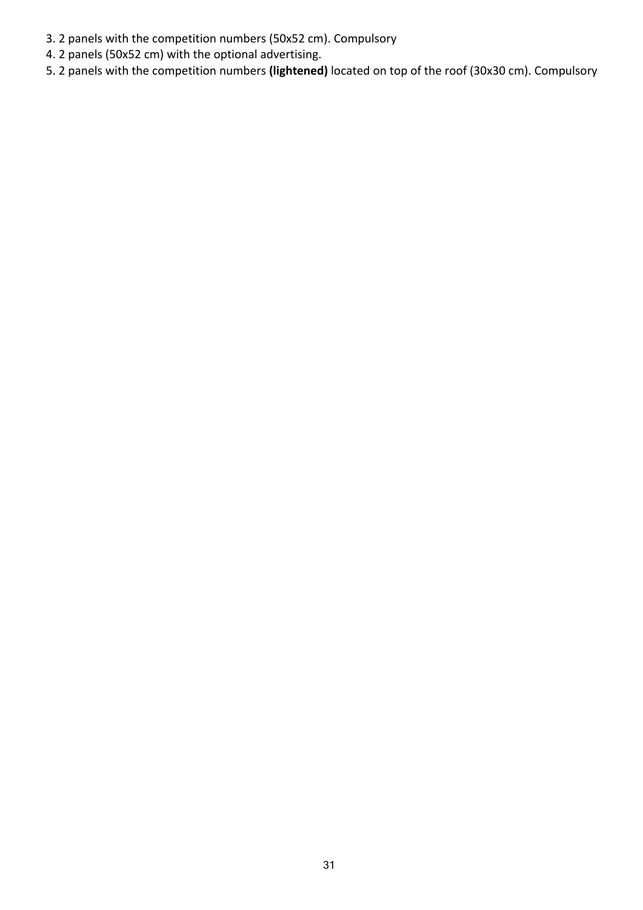3. 2 panels with the competition numbers (50x52 cm). Compulsory
4. 2 panels (50x52 cm) with the optional advertising.
5. 2 panels with the competition numbers **(lightened)** located on top of the roof (30x30 cm). Compulsory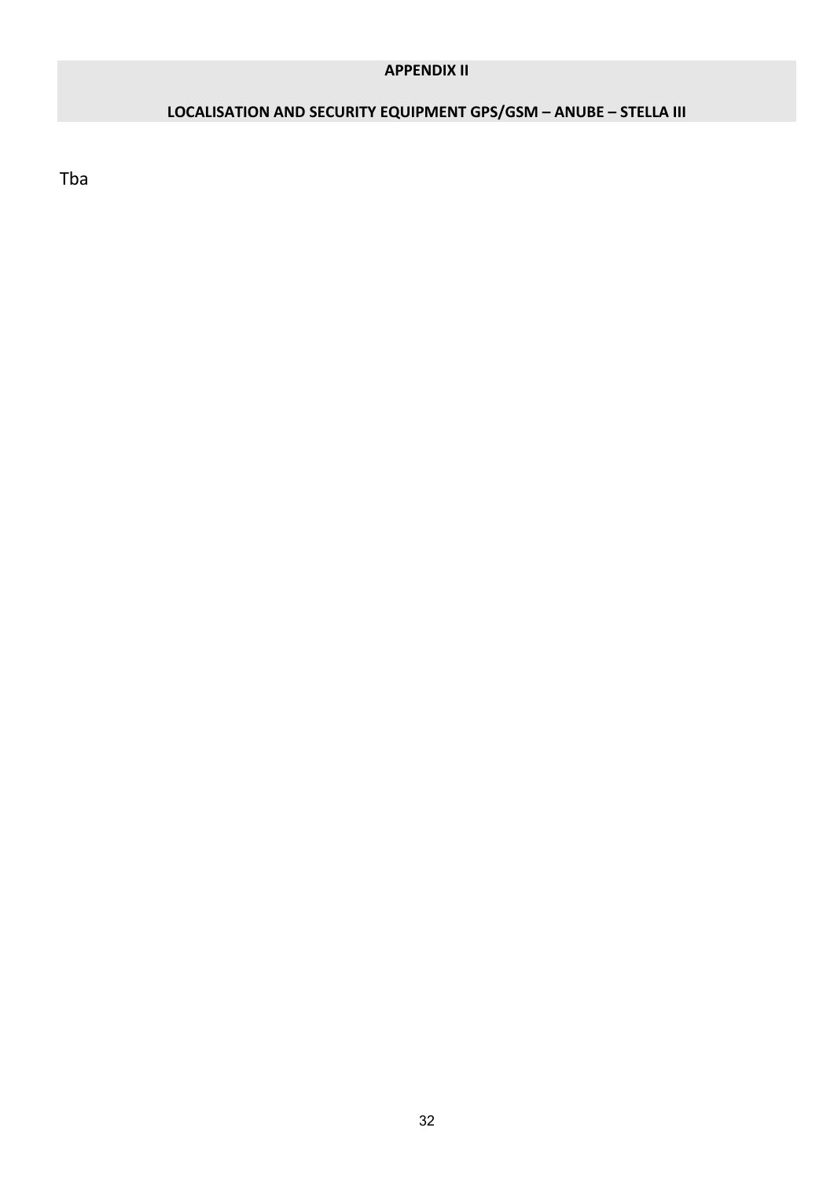## APPENDIX II

## LOCALISATION AND SECURITY EQUIPMENT GPS/GSM – ANUBE – STELLA III

Tba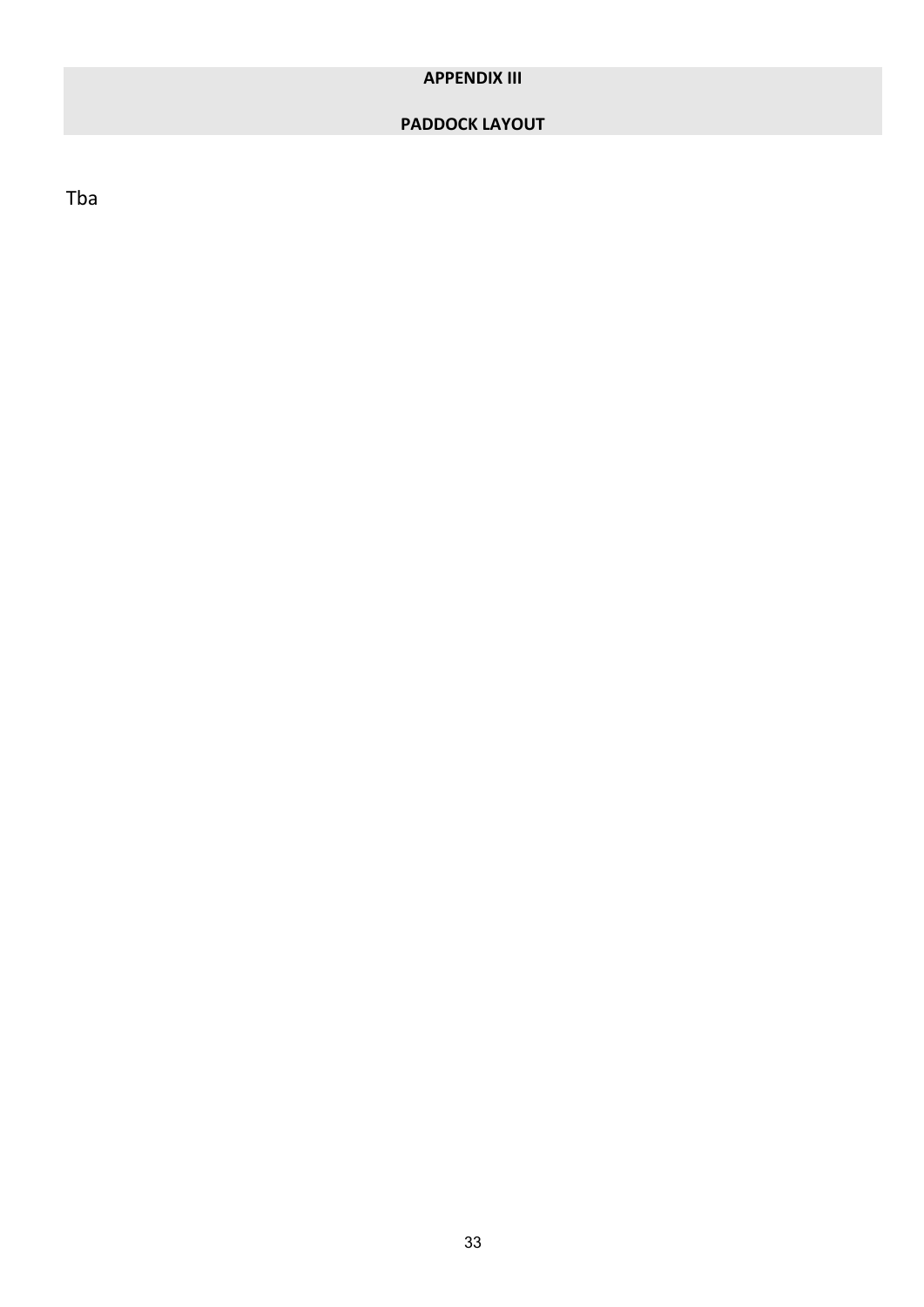## APPENDIX III

## PADDOCK LAYOUT

Tba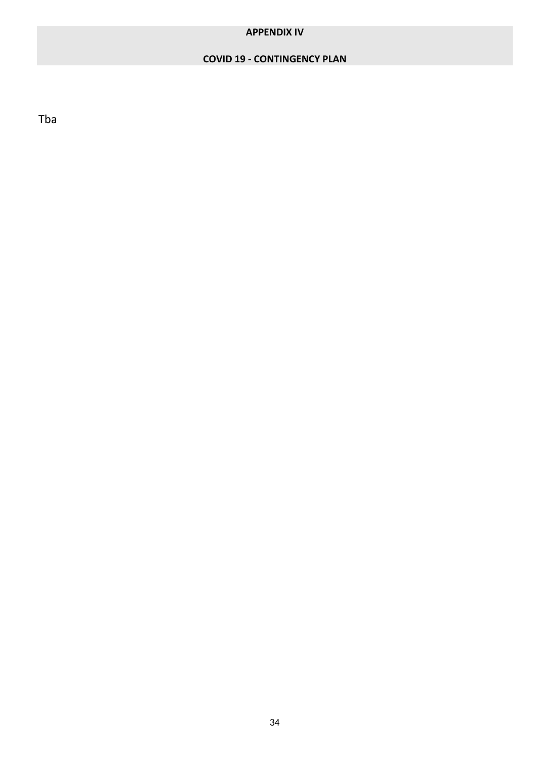## APPENDIX IV

## COVID 19 - CONTINGENCY PLAN

Tba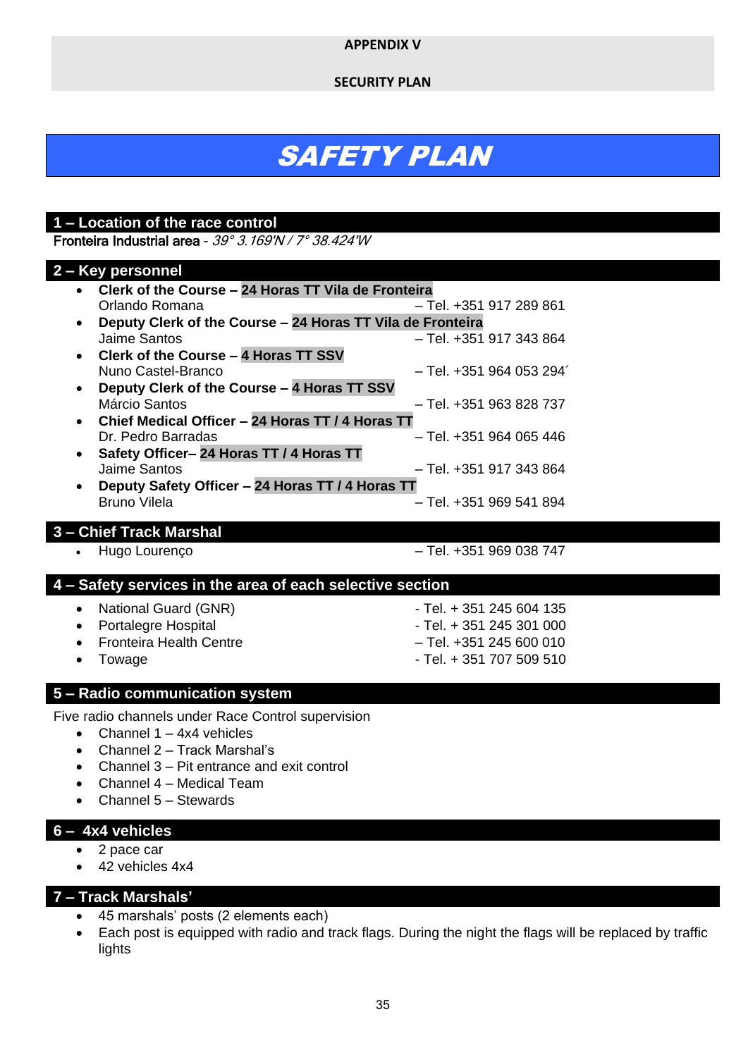**APPENDIX V**

**SECURITY PLAN**

# *SAFETY PLAN*

## 1 – Location of the race control

**Fronteira Industrial area** - *39° 3.169'N / 7° 38.424'W*

## 2 – Key personnel

- **Clerk of the Course – 24 Horas TT Vila de Fronteira**
  Orlando Romana – Tel. +351 917 289 861
- **Deputy Clerk of the Course – 24 Horas TT Vila de Fronteira**
  Jaime Santos – Tel. +351 917 343 864
- **Clerk of the Course – 4 Horas TT SSV**
  Nuno Castel-Branco – Tel. +351 964 053 294´
- **Deputy Clerk of the Course – 4 Horas TT SSV**
  Márcio Santos – Tel. +351 963 828 737
- **Chief Medical Officer – 24 Horas TT / 4 Horas TT**
  Dr. Pedro Barradas – Tel. +351 964 065 446
- **Safety Officer– 24 Horas TT / 4 Horas TT**
  Jaime Santos – Tel. +351 917 343 864
- **Deputy Safety Officer – 24 Horas TT / 4 Horas TT**
  Bruno Vilela – Tel. +351 969 541 894

## 3 – Chief Track Marshal

- Hugo Lourenço – Tel. +351 969 038 747

## 4 – Safety services in the area of each selective section

- National Guard (GNR) - Tel. + 351 245 604 135
- Portalegre Hospital - Tel. + 351 245 301 000
- Fronteira Health Centre – Tel. +351 245 600 010
- Towage - Tel. + 351 707 509 510

## 5 – Radio communication system

Five radio channels under Race Control supervision

- Channel 1 – 4x4 vehicles
- Channel 2 – Track Marshal's
- Channel 3 – Pit entrance and exit control
- Channel 4 – Medical Team
- Channel 5 – Stewards

## 6 – 4x4 vehicles

- 2 pace car
- 42 vehicles 4x4

## 7 – Track Marshals'

- 45 marshals' posts (2 elements each)
- Each post is equipped with radio and track flags. During the night the flags will be replaced by traffic lights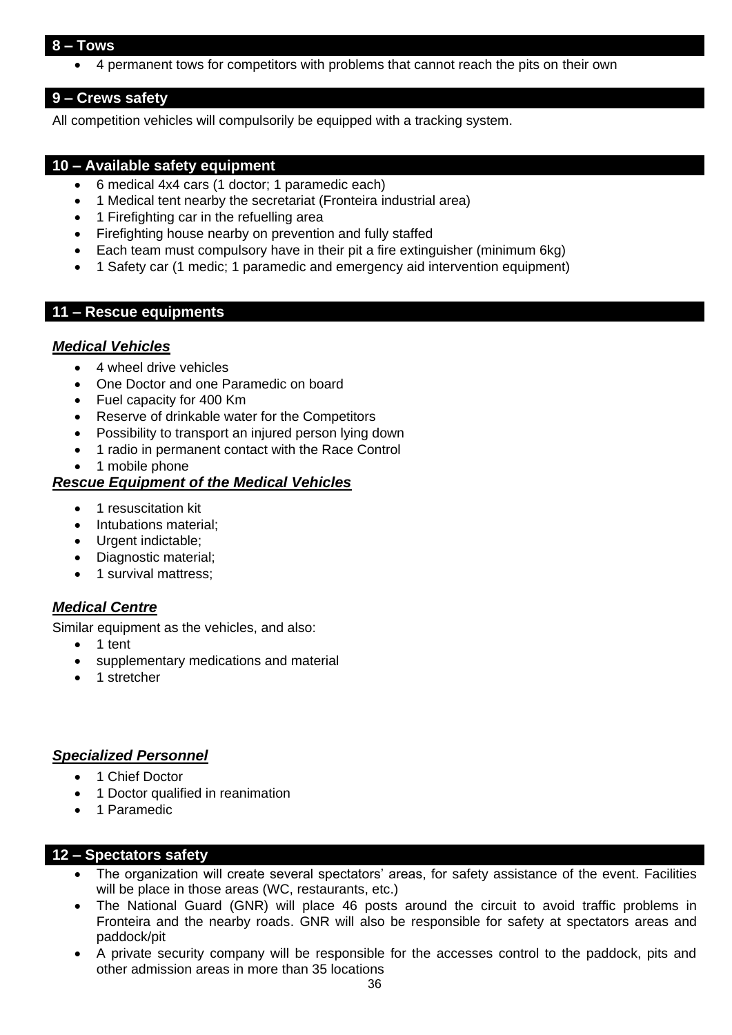## 8 – Tows

- 4 permanent tows for competitors with problems that cannot reach the pits on their own

## 9 – Crews safety

All competition vehicles will compulsorily be equipped with a tracking system.

## 10 – Available safety equipment

- 6 medical 4x4 cars (1 doctor; 1 paramedic each)
- 1 Medical tent nearby the secretariat (Fronteira industrial area)
- 1 Firefighting car in the refuelling area
- Firefighting house nearby on prevention and fully staffed
- Each team must compulsory have in their pit a fire extinguisher (minimum 6kg)
- 1 Safety car (1 medic; 1 paramedic and emergency aid intervention equipment)

## 11 – Rescue equipments

### ***Medical Vehicles***

- 4 wheel drive vehicles
- One Doctor and one Paramedic on board
- Fuel capacity for 400 Km
- Reserve of drinkable water for the Competitors
- Possibility to transport an injured person lying down
- 1 radio in permanent contact with the Race Control
- 1 mobile phone

### ***Rescue Equipment of the Medical Vehicles***

- 1 resuscitation kit
- Intubations material;
- Urgent indictable;
- Diagnostic material;
- 1 survival mattress;

### ***Medical Centre***

Similar equipment as the vehicles, and also:

- 1 tent
- supplementary medications and material
- 1 stretcher

### ***Specialized Personnel***

- 1 Chief Doctor
- 1 Doctor qualified in reanimation
- 1 Paramedic

## 12 – Spectators safety

- The organization will create several spectators' areas, for safety assistance of the event. Facilities will be place in those areas (WC, restaurants, etc.)
- The National Guard (GNR) will place 46 posts around the circuit to avoid traffic problems in Fronteira and the nearby roads. GNR will also be responsible for safety at spectators areas and paddock/pit
- A private security company will be responsible for the accesses control to the paddock, pits and other admission areas in more than 35 locations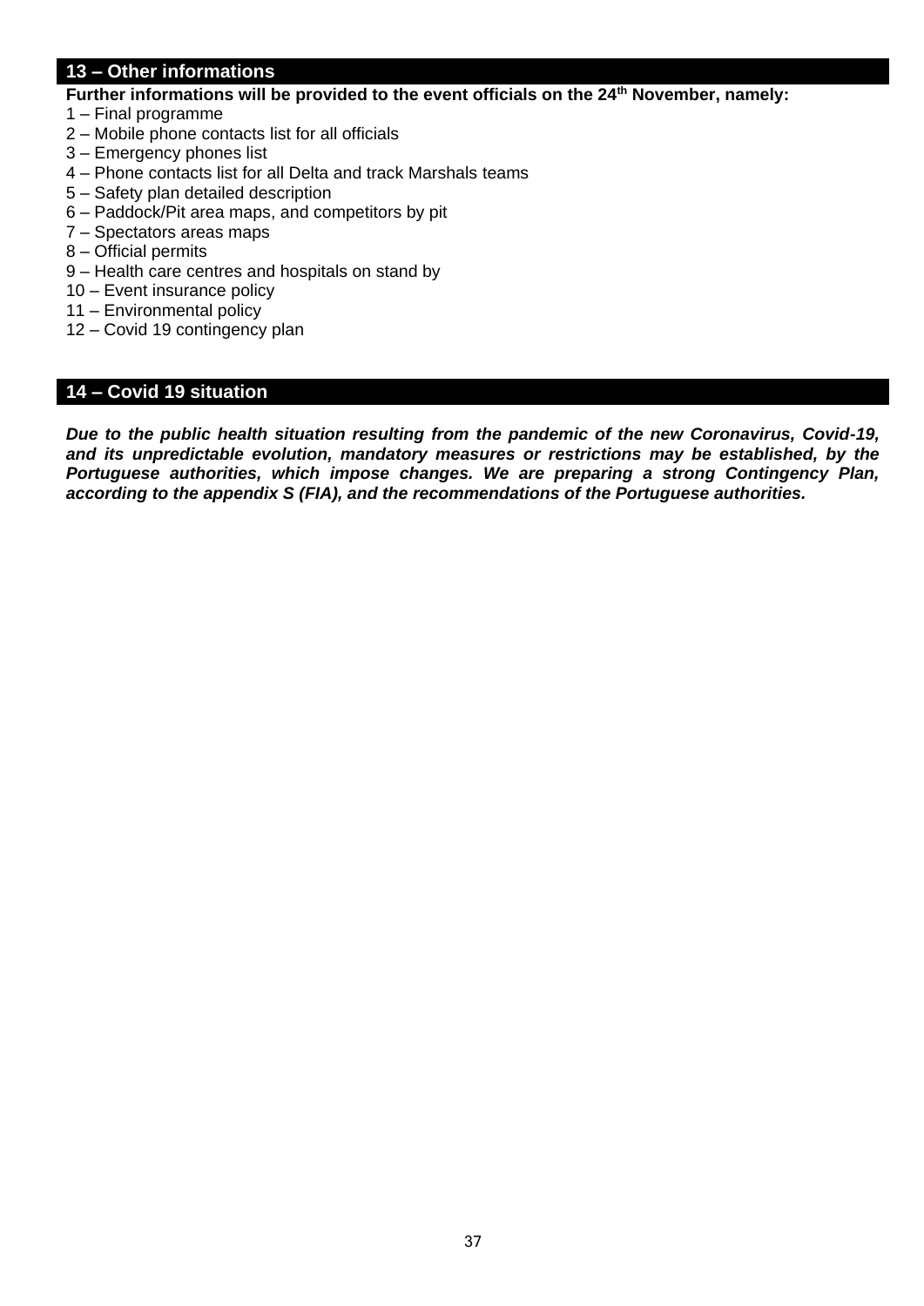## 13 – Other informations

**Further informations will be provided to the event officials on the 24th November, namely:**

1 – Final programme
2 – Mobile phone contacts list for all officials
3 – Emergency phones list
4 – Phone contacts list for all Delta and track Marshals teams
5 – Safety plan detailed description
6 – Paddock/Pit area maps, and competitors by pit
7 – Spectators areas maps
8 – Official permits
9 – Health care centres and hospitals on stand by
10 – Event insurance policy
11 – Environmental policy
12 – Covid 19 contingency plan

## 14 – Covid 19 situation

***Due to the public health situation resulting from the pandemic of the new Coronavirus, Covid-19, and its unpredictable evolution, mandatory measures or restrictions may be established, by the Portuguese authorities, which impose changes. We are preparing a strong Contingency Plan, according to the appendix S (FIA), and the recommendations of the Portuguese authorities.***